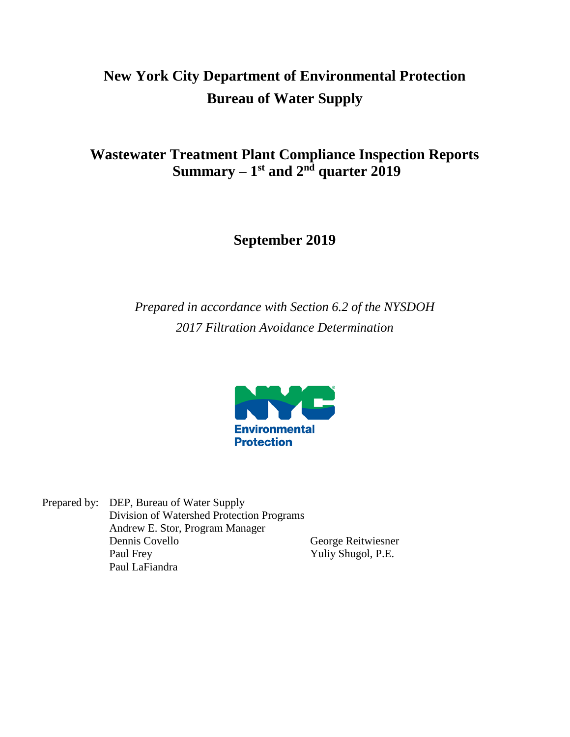# New York City Department of Environmental Protection
# Bureau of Water Supply

## Wastewater Treatment Plant Compliance Inspection Reports Summary – 1st and 2nd quarter 2019

**September 2019**

*Prepared in accordance with Section 6.2 of the NYSDOH 2017 Filtration Avoidance Determination*

Environmental Protection

Prepared by: DEP, Bureau of Water Supply
Division of Watershed Protection Programs
Andrew E. Stor, Program Manager
Dennis Covello
Paul Frey
Paul LaFiandra
George Reitwiesner
Yuliy Shugol, P.E.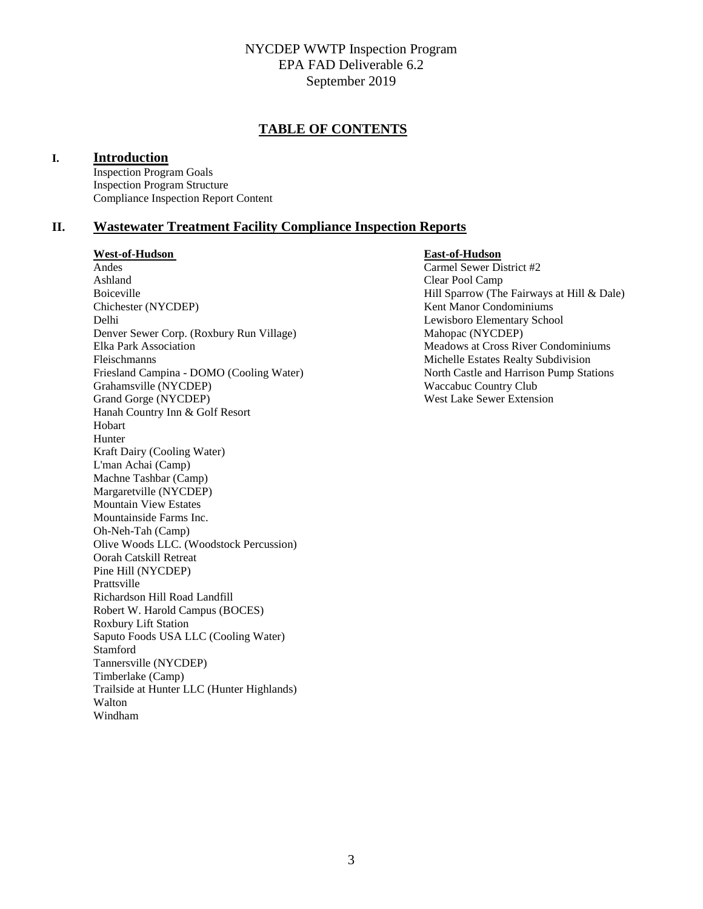NYCDEP WWTP Inspection Program
EPA FAD Deliverable 6.2
September 2019

# TABLE OF CONTENTS

## I. Introduction

Inspection Program Goals
Inspection Program Structure
Compliance Inspection Report Content

## II. Wastewater Treatment Facility Compliance Inspection Reports

**West-of-Hudson**

Andes
Ashland
Boiceville
Chichester (NYCDEP)
Delhi
Denver Sewer Corp. (Roxbury Run Village)
Elka Park Association
Fleischmanns
Friesland Campina - DOMO (Cooling Water)
Grahamsville (NYCDEP)
Grand Gorge (NYCDEP)
Hanah Country Inn & Golf Resort
Hobart
Hunter
Kraft Dairy (Cooling Water)
L'man Achai (Camp)
Machne Tashbar (Camp)
Margaretville (NYCDEP)
Mountain View Estates
Mountainside Farms Inc.
Oh-Neh-Tah (Camp)
Olive Woods LLC. (Woodstock Percussion)
Oorah Catskill Retreat
Pine Hill (NYCDEP)
Prattsville
Richardson Hill Road Landfill
Robert W. Harold Campus (BOCES)
Roxbury Lift Station
Saputo Foods USA LLC (Cooling Water)
Stamford
Tannersville (NYCDEP)
Timberlake (Camp)
Trailside at Hunter LLC (Hunter Highlands)
Walton
Windham

**East-of-Hudson**

Carmel Sewer District #2
Clear Pool Camp
Hill Sparrow (The Fairways at Hill & Dale)
Kent Manor Condominiums
Lewisboro Elementary School
Mahopac (NYCDEP)
Meadows at Cross River Condominiums
Michelle Estates Realty Subdivision
North Castle and Harrison Pump Stations
Waccabuc Country Club
West Lake Sewer Extension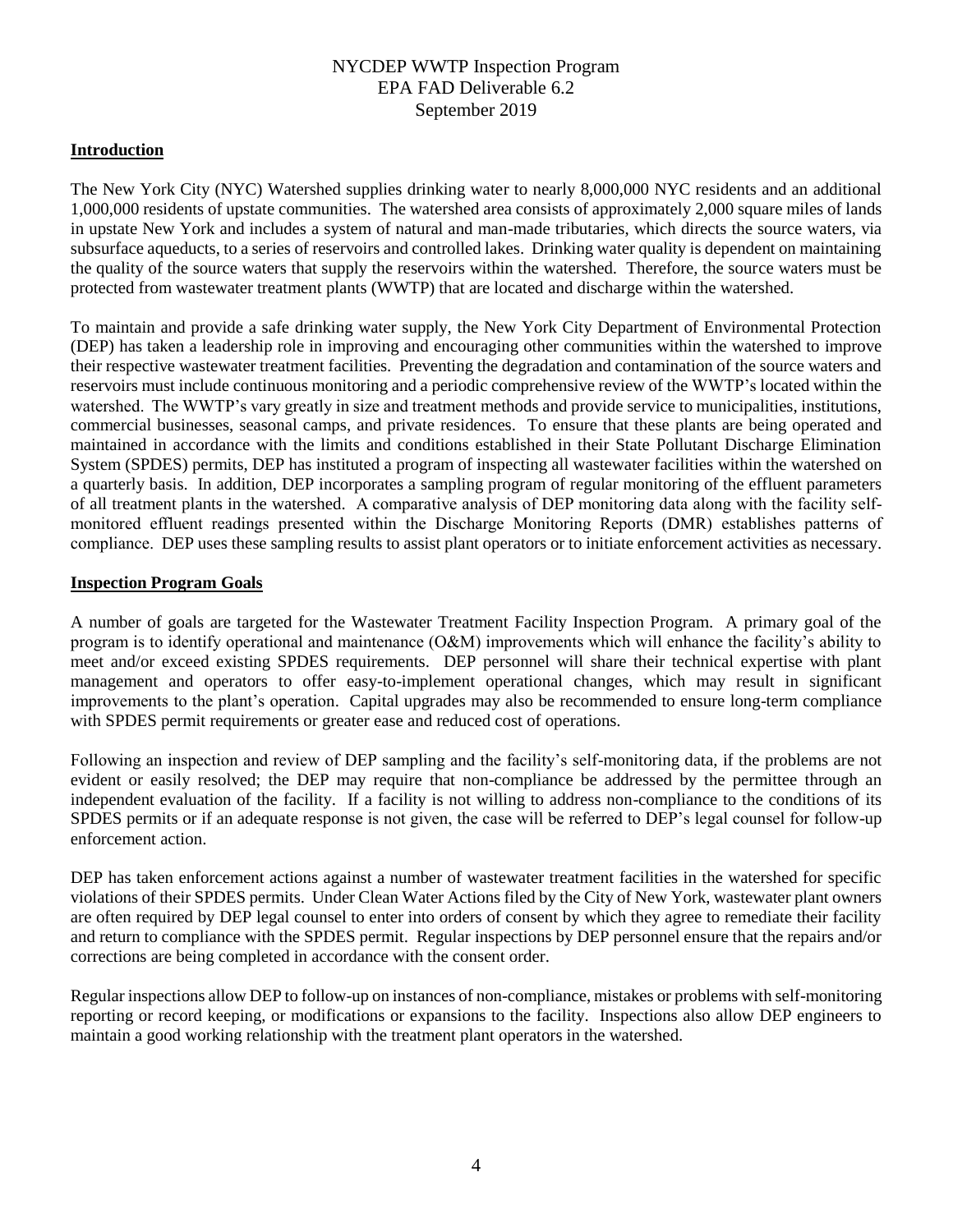NYCDEP WWTP Inspection Program
EPA FAD Deliverable 6.2
September 2019

## Introduction

The New York City (NYC) Watershed supplies drinking water to nearly 8,000,000 NYC residents and an additional 1,000,000 residents of upstate communities. The watershed area consists of approximately 2,000 square miles of lands in upstate New York and includes a system of natural and man-made tributaries, which directs the source waters, via subsurface aqueducts, to a series of reservoirs and controlled lakes. Drinking water quality is dependent on maintaining the quality of the source waters that supply the reservoirs within the watershed. Therefore, the source waters must be protected from wastewater treatment plants (WWTP) that are located and discharge within the watershed.

To maintain and provide a safe drinking water supply, the New York City Department of Environmental Protection (DEP) has taken a leadership role in improving and encouraging other communities within the watershed to improve their respective wastewater treatment facilities. Preventing the degradation and contamination of the source waters and reservoirs must include continuous monitoring and a periodic comprehensive review of the WWTP's located within the watershed. The WWTP's vary greatly in size and treatment methods and provide service to municipalities, institutions, commercial businesses, seasonal camps, and private residences. To ensure that these plants are being operated and maintained in accordance with the limits and conditions established in their State Pollutant Discharge Elimination System (SPDES) permits, DEP has instituted a program of inspecting all wastewater facilities within the watershed on a quarterly basis. In addition, DEP incorporates a sampling program of regular monitoring of the effluent parameters of all treatment plants in the watershed. A comparative analysis of DEP monitoring data along with the facility self-monitored effluent readings presented within the Discharge Monitoring Reports (DMR) establishes patterns of compliance. DEP uses these sampling results to assist plant operators or to initiate enforcement activities as necessary.

## Inspection Program Goals

A number of goals are targeted for the Wastewater Treatment Facility Inspection Program. A primary goal of the program is to identify operational and maintenance (O&M) improvements which will enhance the facility's ability to meet and/or exceed existing SPDES requirements. DEP personnel will share their technical expertise with plant management and operators to offer easy-to-implement operational changes, which may result in significant improvements to the plant's operation. Capital upgrades may also be recommended to ensure long-term compliance with SPDES permit requirements or greater ease and reduced cost of operations.

Following an inspection and review of DEP sampling and the facility's self-monitoring data, if the problems are not evident or easily resolved; the DEP may require that non-compliance be addressed by the permittee through an independent evaluation of the facility. If a facility is not willing to address non-compliance to the conditions of its SPDES permits or if an adequate response is not given, the case will be referred to DEP's legal counsel for follow-up enforcement action.

DEP has taken enforcement actions against a number of wastewater treatment facilities in the watershed for specific violations of their SPDES permits. Under Clean Water Actions filed by the City of New York, wastewater plant owners are often required by DEP legal counsel to enter into orders of consent by which they agree to remediate their facility and return to compliance with the SPDES permit. Regular inspections by DEP personnel ensure that the repairs and/or corrections are being completed in accordance with the consent order.

Regular inspections allow DEP to follow-up on instances of non-compliance, mistakes or problems with self-monitoring reporting or record keeping, or modifications or expansions to the facility. Inspections also allow DEP engineers to maintain a good working relationship with the treatment plant operators in the watershed.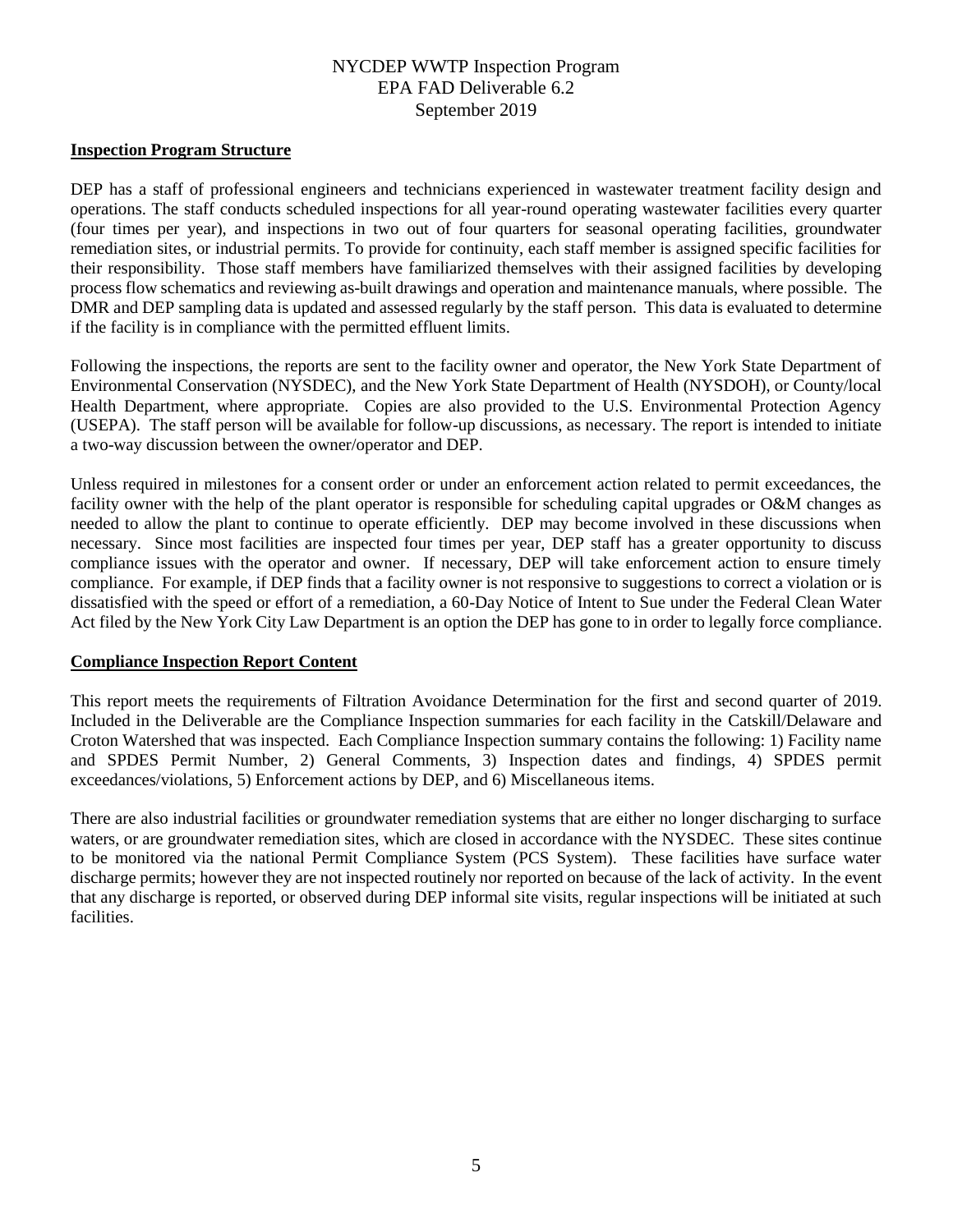## Inspection Program Structure

DEP has a staff of professional engineers and technicians experienced in wastewater treatment facility design and operations. The staff conducts scheduled inspections for all year-round operating wastewater facilities every quarter (four times per year), and inspections in two out of four quarters for seasonal operating facilities, groundwater remediation sites, or industrial permits. To provide for continuity, each staff member is assigned specific facilities for their responsibility. Those staff members have familiarized themselves with their assigned facilities by developing process flow schematics and reviewing as-built drawings and operation and maintenance manuals, where possible. The DMR and DEP sampling data is updated and assessed regularly by the staff person. This data is evaluated to determine if the facility is in compliance with the permitted effluent limits.

Following the inspections, the reports are sent to the facility owner and operator, the New York State Department of Environmental Conservation (NYSDEC), and the New York State Department of Health (NYSDOH), or County/local Health Department, where appropriate. Copies are also provided to the U.S. Environmental Protection Agency (USEPA). The staff person will be available for follow-up discussions, as necessary. The report is intended to initiate a two-way discussion between the owner/operator and DEP.

Unless required in milestones for a consent order or under an enforcement action related to permit exceedances, the facility owner with the help of the plant operator is responsible for scheduling capital upgrades or O&M changes as needed to allow the plant to continue to operate efficiently. DEP may become involved in these discussions when necessary. Since most facilities are inspected four times per year, DEP staff has a greater opportunity to discuss compliance issues with the operator and owner. If necessary, DEP will take enforcement action to ensure timely compliance. For example, if DEP finds that a facility owner is not responsive to suggestions to correct a violation or is dissatisfied with the speed or effort of a remediation, a 60-Day Notice of Intent to Sue under the Federal Clean Water Act filed by the New York City Law Department is an option the DEP has gone to in order to legally force compliance.

## Compliance Inspection Report Content

This report meets the requirements of Filtration Avoidance Determination for the first and second quarter of 2019. Included in the Deliverable are the Compliance Inspection summaries for each facility in the Catskill/Delaware and Croton Watershed that was inspected. Each Compliance Inspection summary contains the following: 1) Facility name and SPDES Permit Number, 2) General Comments, 3) Inspection dates and findings, 4) SPDES permit exceedances/violations, 5) Enforcement actions by DEP, and 6) Miscellaneous items.

There are also industrial facilities or groundwater remediation systems that are either no longer discharging to surface waters, or are groundwater remediation sites, which are closed in accordance with the NYSDEC. These sites continue to be monitored via the national Permit Compliance System (PCS System). These facilities have surface water discharge permits; however they are not inspected routinely nor reported on because of the lack of activity. In the event that any discharge is reported, or observed during DEP informal site visits, regular inspections will be initiated at such facilities.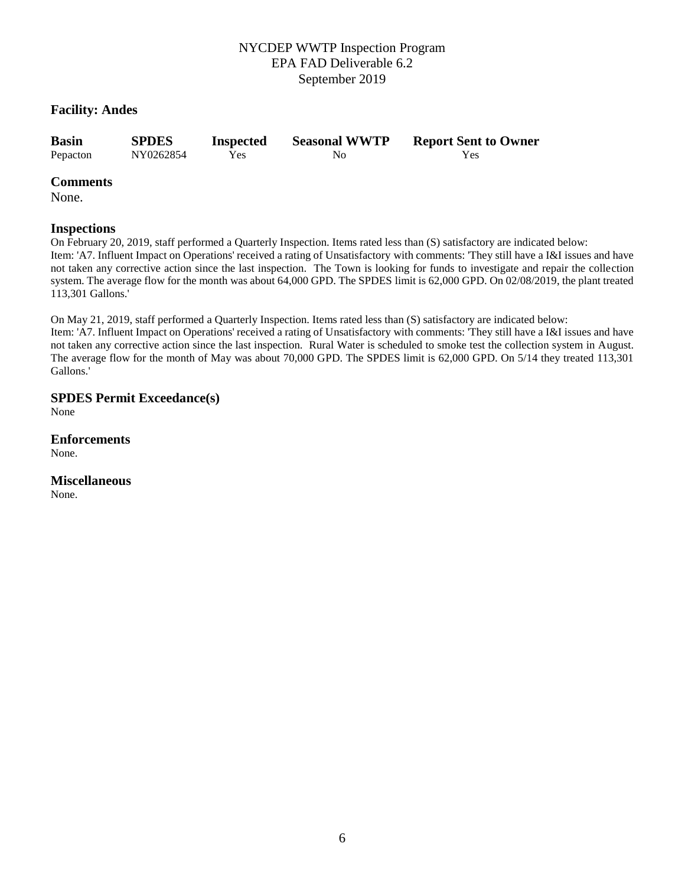## Facility: Andes

| Basin | SPDES | Inspected | Seasonal WWTP | Report Sent to Owner |
|---|---|---|---|---|
| Pepacton | NY0262854 | Yes | No | Yes |

### Comments

None.

### Inspections

On February 20, 2019, staff performed a Quarterly Inspection. Items rated less than (S) satisfactory are indicated below:
Item: 'A7. Influent Impact on Operations' received a rating of Unsatisfactory with comments: 'They still have a I&I issues and have not taken any corrective action since the last inspection. The Town is looking for funds to investigate and repair the collection system. The average flow for the month was about 64,000 GPD. The SPDES limit is 62,000 GPD. On 02/08/2019, the plant treated 113,301 Gallons.'

On May 21, 2019, staff performed a Quarterly Inspection. Items rated less than (S) satisfactory are indicated below:
Item: 'A7. Influent Impact on Operations' received a rating of Unsatisfactory with comments: 'They still have a I&I issues and have not taken any corrective action since the last inspection. Rural Water is scheduled to smoke test the collection system in August. The average flow for the month of May was about 70,000 GPD. The SPDES limit is 62,000 GPD. On 5/14 they treated 113,301 Gallons.'

### SPDES Permit Exceedance(s)

None

### Enforcements

None.

### Miscellaneous

None.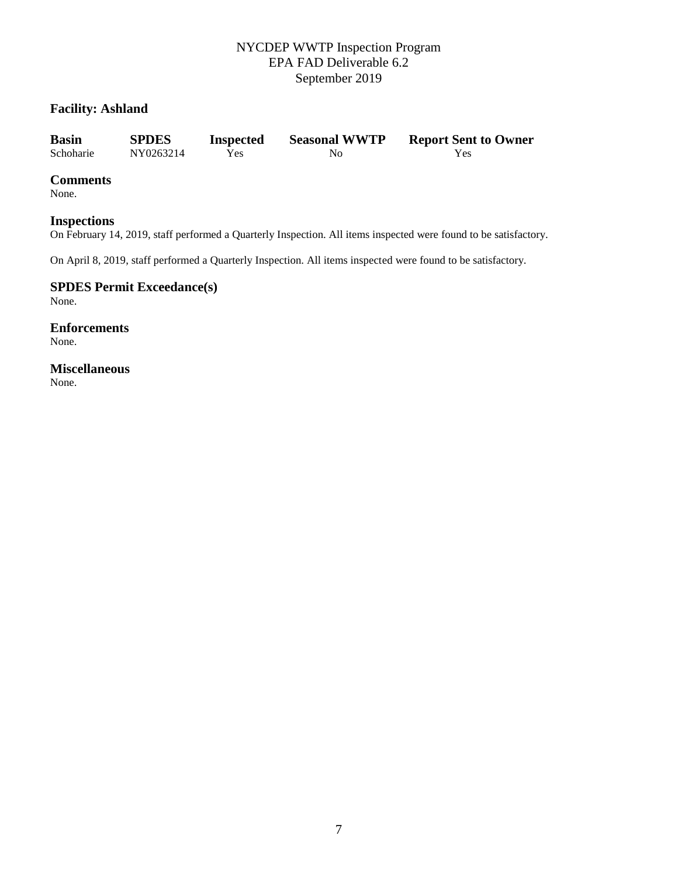## Facility: Ashland

| Basin | SPDES | Inspected | Seasonal WWTP | Report Sent to Owner |
| --- | --- | --- | --- | --- |
| Schoharie | NY0263214 | Yes | No | Yes |

### Comments

None.

### Inspections

On February 14, 2019, staff performed a Quarterly Inspection. All items inspected were found to be satisfactory.

On April 8, 2019, staff performed a Quarterly Inspection. All items inspected were found to be satisfactory.

### SPDES Permit Exceedance(s)

None.

### Enforcements

None.

### Miscellaneous

None.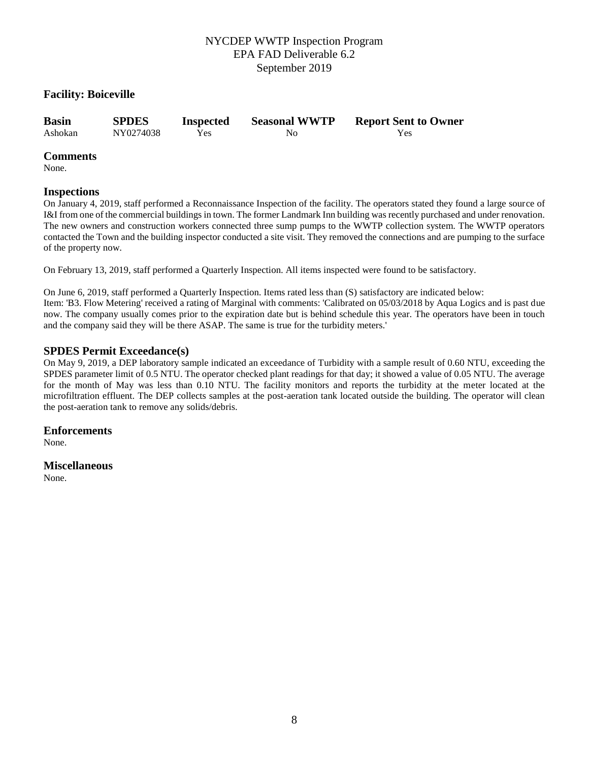NYCDEP WWTP Inspection Program
EPA FAD Deliverable 6.2
September 2019

## Facility: Boiceville

| Basin | SPDES | Inspected | Seasonal WWTP | Report Sent to Owner |
|---|---|---|---|---|
| Ashokan | NY0274038 | Yes | No | Yes |

### Comments

None.

### Inspections

On January 4, 2019, staff performed a Reconnaissance Inspection of the facility. The operators stated they found a large source of I&I from one of the commercial buildings in town. The former Landmark Inn building was recently purchased and under renovation. The new owners and construction workers connected three sump pumps to the WWTP collection system. The WWTP operators contacted the Town and the building inspector conducted a site visit. They removed the connections and are pumping to the surface of the property now.

On February 13, 2019, staff performed a Quarterly Inspection. All items inspected were found to be satisfactory.

On June 6, 2019, staff performed a Quarterly Inspection. Items rated less than (S) satisfactory are indicated below:
Item: 'B3. Flow Metering' received a rating of Marginal with comments: 'Calibrated on 05/03/2018 by Aqua Logics and is past due now. The company usually comes prior to the expiration date but is behind schedule this year. The operators have been in touch and the company said they will be there ASAP. The same is true for the turbidity meters.'

### SPDES Permit Exceedance(s)

On May 9, 2019, a DEP laboratory sample indicated an exceedance of Turbidity with a sample result of 0.60 NTU, exceeding the SPDES parameter limit of 0.5 NTU. The operator checked plant readings for that day; it showed a value of 0.05 NTU. The average for the month of May was less than 0.10 NTU. The facility monitors and reports the turbidity at the meter located at the microfiltration effluent. The DEP collects samples at the post-aeration tank located outside the building. The operator will clean the post-aeration tank to remove any solids/debris.

### Enforcements

None.

### Miscellaneous

None.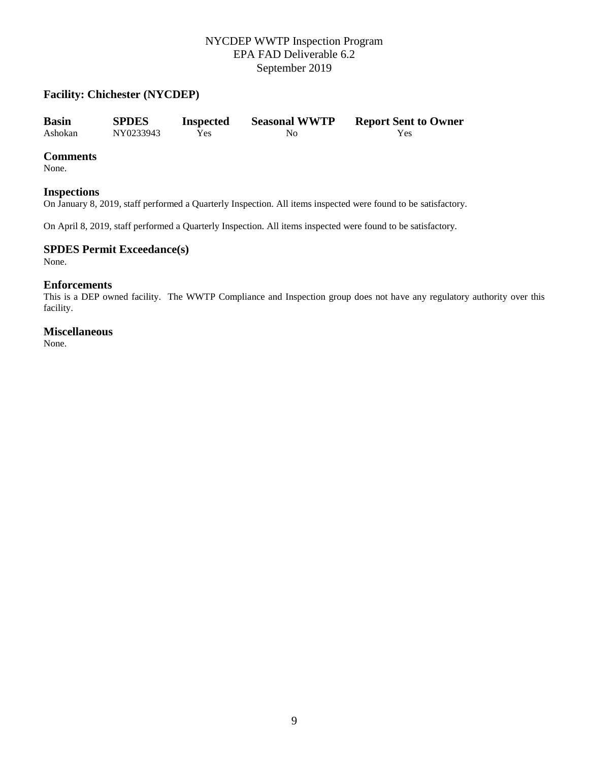## Facility: Chichester (NYCDEP)

| Basin | SPDES | Inspected | Seasonal WWTP | Report Sent to Owner |
|---|---|---|---|---|
| Ashokan | NY0233943 | Yes | No | Yes |

### Comments

None.

### Inspections

On January 8, 2019, staff performed a Quarterly Inspection. All items inspected were found to be satisfactory.

On April 8, 2019, staff performed a Quarterly Inspection. All items inspected were found to be satisfactory.

### SPDES Permit Exceedance(s)

None.

### Enforcements

This is a DEP owned facility. The WWTP Compliance and Inspection group does not have any regulatory authority over this facility.

### Miscellaneous

None.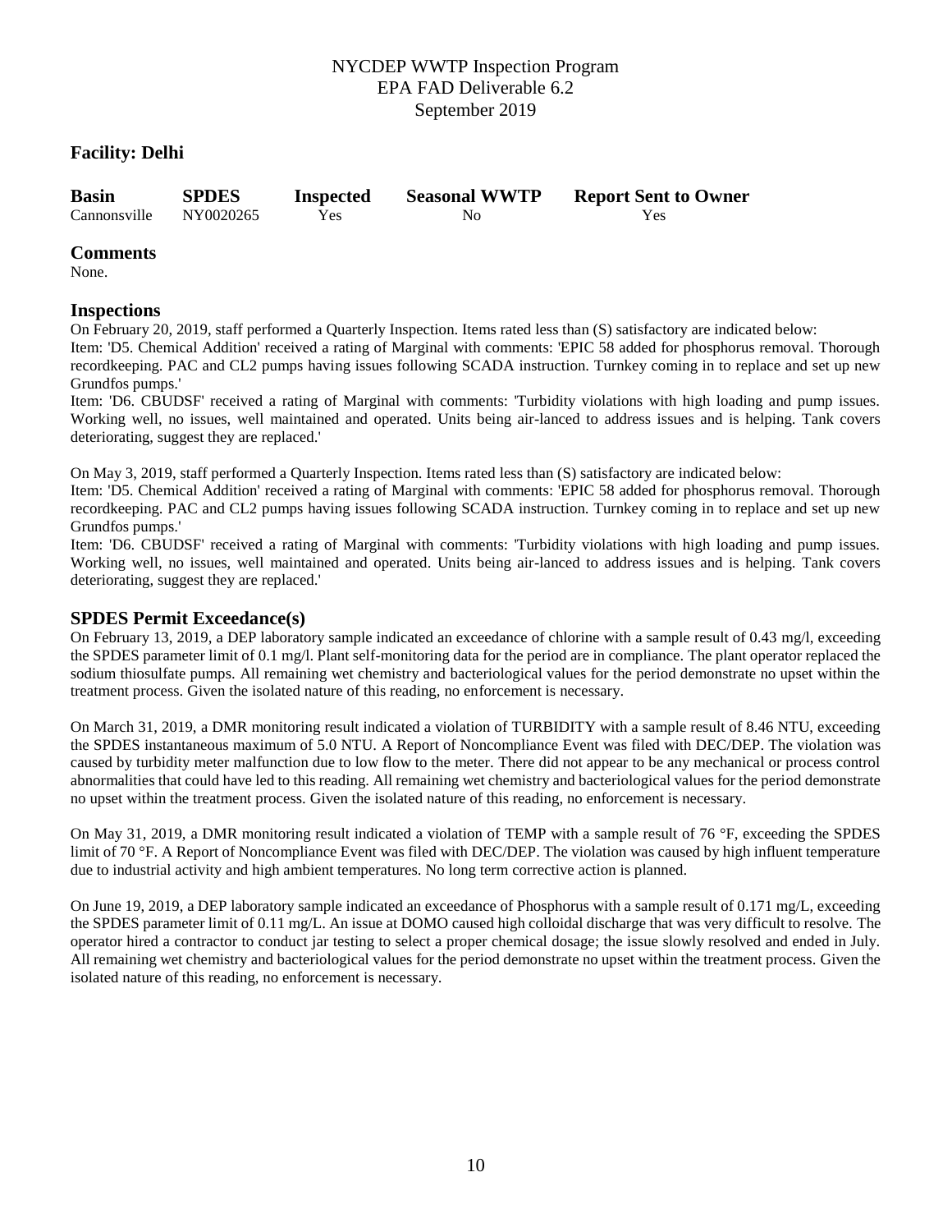NYCDEP WWTP Inspection Program
EPA FAD Deliverable 6.2
September 2019

## Facility: Delhi

| Basin | SPDES | Inspected | Seasonal WWTP | Report Sent to Owner |
|---|---|---|---|---|
| Cannonsville | NY0020265 | Yes | No | Yes |

### Comments

None.

### Inspections

On February 20, 2019, staff performed a Quarterly Inspection. Items rated less than (S) satisfactory are indicated below:
Item: 'D5. Chemical Addition' received a rating of Marginal with comments: 'EPIC 58 added for phosphorus removal. Thorough recordkeeping. PAC and CL2 pumps having issues following SCADA instruction. Turnkey coming in to replace and set up new Grundfos pumps.'
Item: 'D6. CBUDSF' received a rating of Marginal with comments: 'Turbidity violations with high loading and pump issues. Working well, no issues, well maintained and operated. Units being air-lanced to address issues and is helping. Tank covers deteriorating, suggest they are replaced.'

On May 3, 2019, staff performed a Quarterly Inspection. Items rated less than (S) satisfactory are indicated below:
Item: 'D5. Chemical Addition' received a rating of Marginal with comments: 'EPIC 58 added for phosphorus removal. Thorough recordkeeping. PAC and CL2 pumps having issues following SCADA instruction. Turnkey coming in to replace and set up new Grundfos pumps.'
Item: 'D6. CBUDSF' received a rating of Marginal with comments: 'Turbidity violations with high loading and pump issues. Working well, no issues, well maintained and operated. Units being air-lanced to address issues and is helping. Tank covers deteriorating, suggest they are replaced.'

### SPDES Permit Exceedance(s)

On February 13, 2019, a DEP laboratory sample indicated an exceedance of chlorine with a sample result of 0.43 mg/l, exceeding the SPDES parameter limit of 0.1 mg/l. Plant self-monitoring data for the period are in compliance. The plant operator replaced the sodium thiosulfate pumps. All remaining wet chemistry and bacteriological values for the period demonstrate no upset within the treatment process. Given the isolated nature of this reading, no enforcement is necessary.

On March 31, 2019, a DMR monitoring result indicated a violation of TURBIDITY with a sample result of 8.46 NTU, exceeding the SPDES instantaneous maximum of 5.0 NTU. A Report of Noncompliance Event was filed with DEC/DEP. The violation was caused by turbidity meter malfunction due to low flow to the meter. There did not appear to be any mechanical or process control abnormalities that could have led to this reading. All remaining wet chemistry and bacteriological values for the period demonstrate no upset within the treatment process. Given the isolated nature of this reading, no enforcement is necessary.

On May 31, 2019, a DMR monitoring result indicated a violation of TEMP with a sample result of 76 °F, exceeding the SPDES limit of 70 °F. A Report of Noncompliance Event was filed with DEC/DEP. The violation was caused by high influent temperature due to industrial activity and high ambient temperatures. No long term corrective action is planned.

On June 19, 2019, a DEP laboratory sample indicated an exceedance of Phosphorus with a sample result of 0.171 mg/L, exceeding the SPDES parameter limit of 0.11 mg/L. An issue at DOMO caused high colloidal discharge that was very difficult to resolve. The operator hired a contractor to conduct jar testing to select a proper chemical dosage; the issue slowly resolved and ended in July. All remaining wet chemistry and bacteriological values for the period demonstrate no upset within the treatment process. Given the isolated nature of this reading, no enforcement is necessary.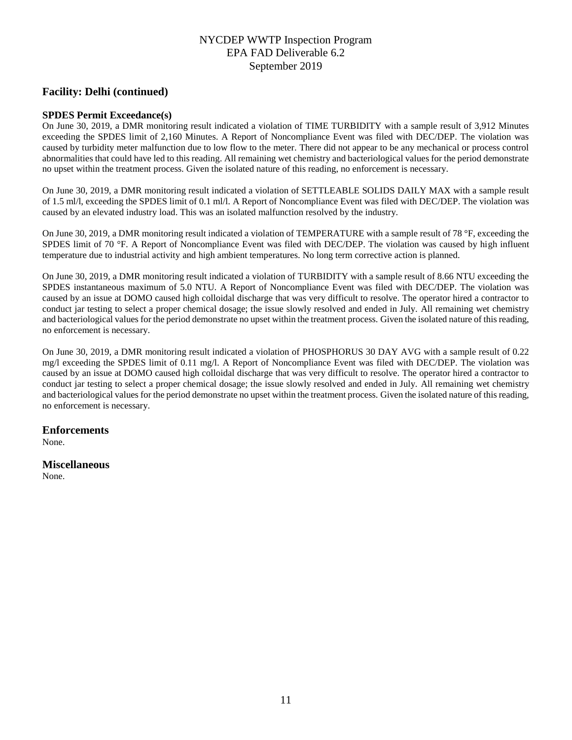## Facility: Delhi (continued)

### SPDES Permit Exceedance(s)

On June 30, 2019, a DMR monitoring result indicated a violation of TIME TURBIDITY with a sample result of 3,912 Minutes exceeding the SPDES limit of 2,160 Minutes. A Report of Noncompliance Event was filed with DEC/DEP. The violation was caused by turbidity meter malfunction due to low flow to the meter. There did not appear to be any mechanical or process control abnormalities that could have led to this reading. All remaining wet chemistry and bacteriological values for the period demonstrate no upset within the treatment process. Given the isolated nature of this reading, no enforcement is necessary.

On June 30, 2019, a DMR monitoring result indicated a violation of SETTLEABLE SOLIDS DAILY MAX with a sample result of 1.5 ml/l, exceeding the SPDES limit of 0.1 ml/l. A Report of Noncompliance Event was filed with DEC/DEP. The violation was caused by an elevated industry load. This was an isolated malfunction resolved by the industry.

On June 30, 2019, a DMR monitoring result indicated a violation of TEMPERATURE with a sample result of 78 °F, exceeding the SPDES limit of 70 °F. A Report of Noncompliance Event was filed with DEC/DEP. The violation was caused by high influent temperature due to industrial activity and high ambient temperatures. No long term corrective action is planned.

On June 30, 2019, a DMR monitoring result indicated a violation of TURBIDITY with a sample result of 8.66 NTU exceeding the SPDES instantaneous maximum of 5.0 NTU. A Report of Noncompliance Event was filed with DEC/DEP. The violation was caused by an issue at DOMO caused high colloidal discharge that was very difficult to resolve. The operator hired a contractor to conduct jar testing to select a proper chemical dosage; the issue slowly resolved and ended in July. All remaining wet chemistry and bacteriological values for the period demonstrate no upset within the treatment process. Given the isolated nature of this reading, no enforcement is necessary.

On June 30, 2019, a DMR monitoring result indicated a violation of PHOSPHORUS 30 DAY AVG with a sample result of 0.22 mg/l exceeding the SPDES limit of 0.11 mg/l. A Report of Noncompliance Event was filed with DEC/DEP. The violation was caused by an issue at DOMO caused high colloidal discharge that was very difficult to resolve. The operator hired a contractor to conduct jar testing to select a proper chemical dosage; the issue slowly resolved and ended in July. All remaining wet chemistry and bacteriological values for the period demonstrate no upset within the treatment process. Given the isolated nature of this reading, no enforcement is necessary.

## Enforcements

None.

## Miscellaneous

None.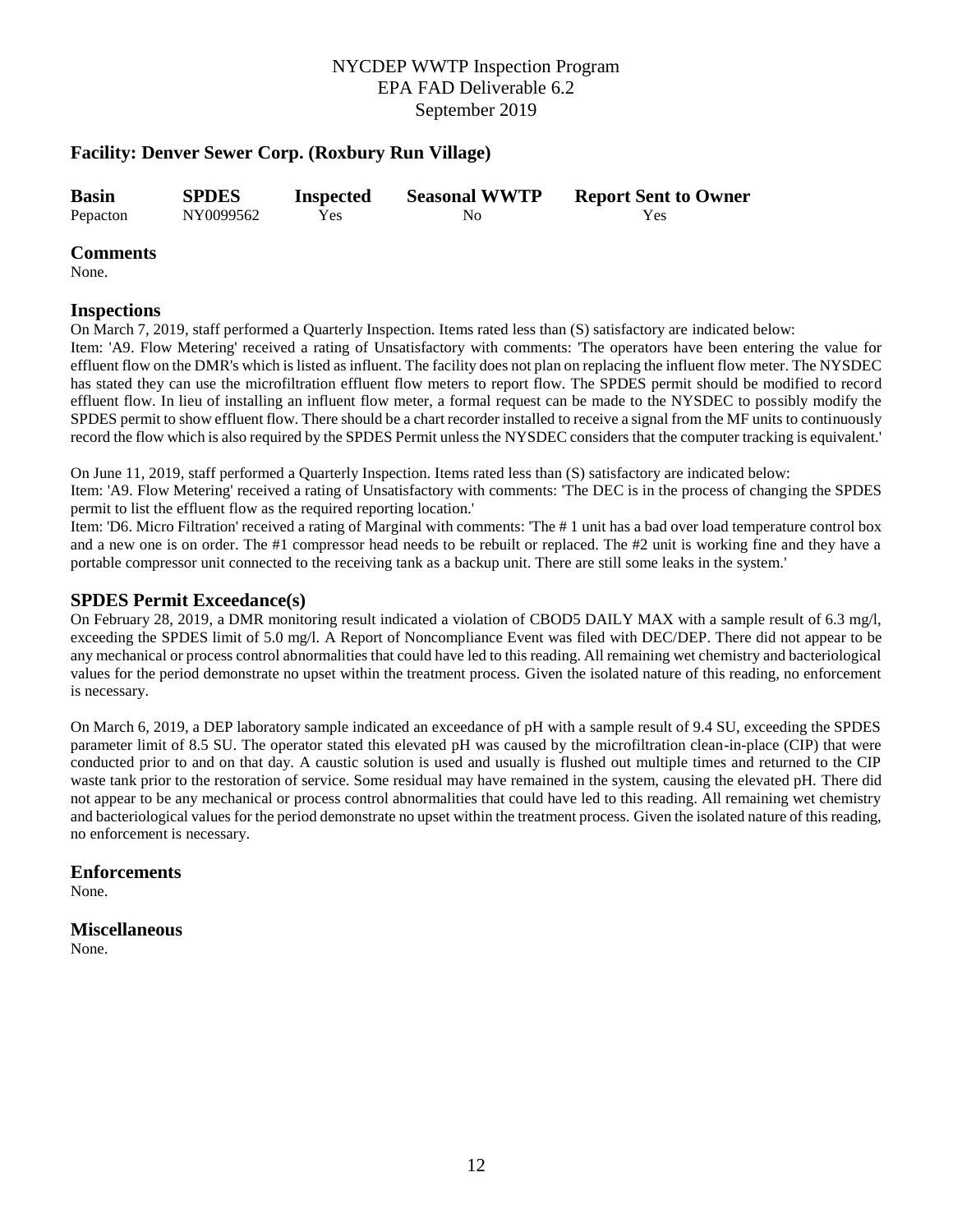NYCDEP WWTP Inspection Program
EPA FAD Deliverable 6.2
September 2019

### Facility: Denver Sewer Corp. (Roxbury Run Village)

| Basin | SPDES | Inspected | Seasonal WWTP | Report Sent to Owner |
|---|---|---|---|---|
| Pepacton | NY0099562 | Yes | No | Yes |

### Comments

None.

### Inspections

On March 7, 2019, staff performed a Quarterly Inspection. Items rated less than (S) satisfactory are indicated below:
Item: 'A9. Flow Metering' received a rating of Unsatisfactory with comments: 'The operators have been entering the value for effluent flow on the DMR's which is listed as influent. The facility does not plan on replacing the influent flow meter. The NYSDEC has stated they can use the microfiltration effluent flow meters to report flow. The SPDES permit should be modified to record effluent flow. In lieu of installing an influent flow meter, a formal request can be made to the NYSDEC to possibly modify the SPDES permit to show effluent flow. There should be a chart recorder installed to receive a signal from the MF units to continuously record the flow which is also required by the SPDES Permit unless the NYSDEC considers that the computer tracking is equivalent.'

On June 11, 2019, staff performed a Quarterly Inspection. Items rated less than (S) satisfactory are indicated below:
Item: 'A9. Flow Metering' received a rating of Unsatisfactory with comments: 'The DEC is in the process of changing the SPDES permit to list the effluent flow as the required reporting location.'
Item: 'D6. Micro Filtration' received a rating of Marginal with comments: 'The # 1 unit has a bad over load temperature control box and a new one is on order. The #1 compressor head needs to be rebuilt or replaced. The #2 unit is working fine and they have a portable compressor unit connected to the receiving tank as a backup unit. There are still some leaks in the system.'

### SPDES Permit Exceedance(s)

On February 28, 2019, a DMR monitoring result indicated a violation of CBOD5 DAILY MAX with a sample result of 6.3 mg/l, exceeding the SPDES limit of 5.0 mg/l. A Report of Noncompliance Event was filed with DEC/DEP. There did not appear to be any mechanical or process control abnormalities that could have led to this reading. All remaining wet chemistry and bacteriological values for the period demonstrate no upset within the treatment process. Given the isolated nature of this reading, no enforcement is necessary.

On March 6, 2019, a DEP laboratory sample indicated an exceedance of pH with a sample result of 9.4 SU, exceeding the SPDES parameter limit of 8.5 SU. The operator stated this elevated pH was caused by the microfiltration clean-in-place (CIP) that were conducted prior to and on that day. A caustic solution is used and usually is flushed out multiple times and returned to the CIP waste tank prior to the restoration of service. Some residual may have remained in the system, causing the elevated pH. There did not appear to be any mechanical or process control abnormalities that could have led to this reading. All remaining wet chemistry and bacteriological values for the period demonstrate no upset within the treatment process. Given the isolated nature of this reading, no enforcement is necessary.

### Enforcements

None.

### Miscellaneous

None.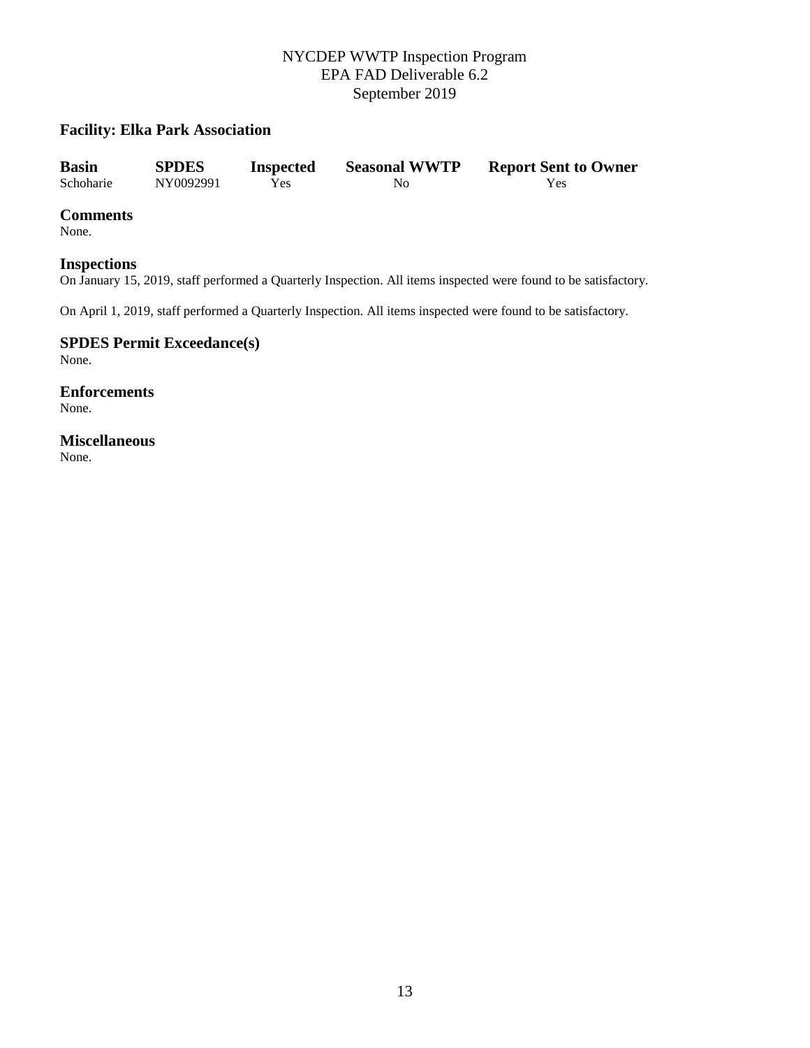**Facility: Elka Park Association**

| Basin | SPDES | Inspected | Seasonal WWTP | Report Sent to Owner |
|---|---|---|---|---|
| Schoharie | NY0092991 | Yes | No | Yes |

### Comments
None.

### Inspections
On January 15, 2019, staff performed a Quarterly Inspection. All items inspected were found to be satisfactory.

On April 1, 2019, staff performed a Quarterly Inspection. All items inspected were found to be satisfactory.

### SPDES Permit Exceedance(s)
None.

### Enforcements
None.

### Miscellaneous
None.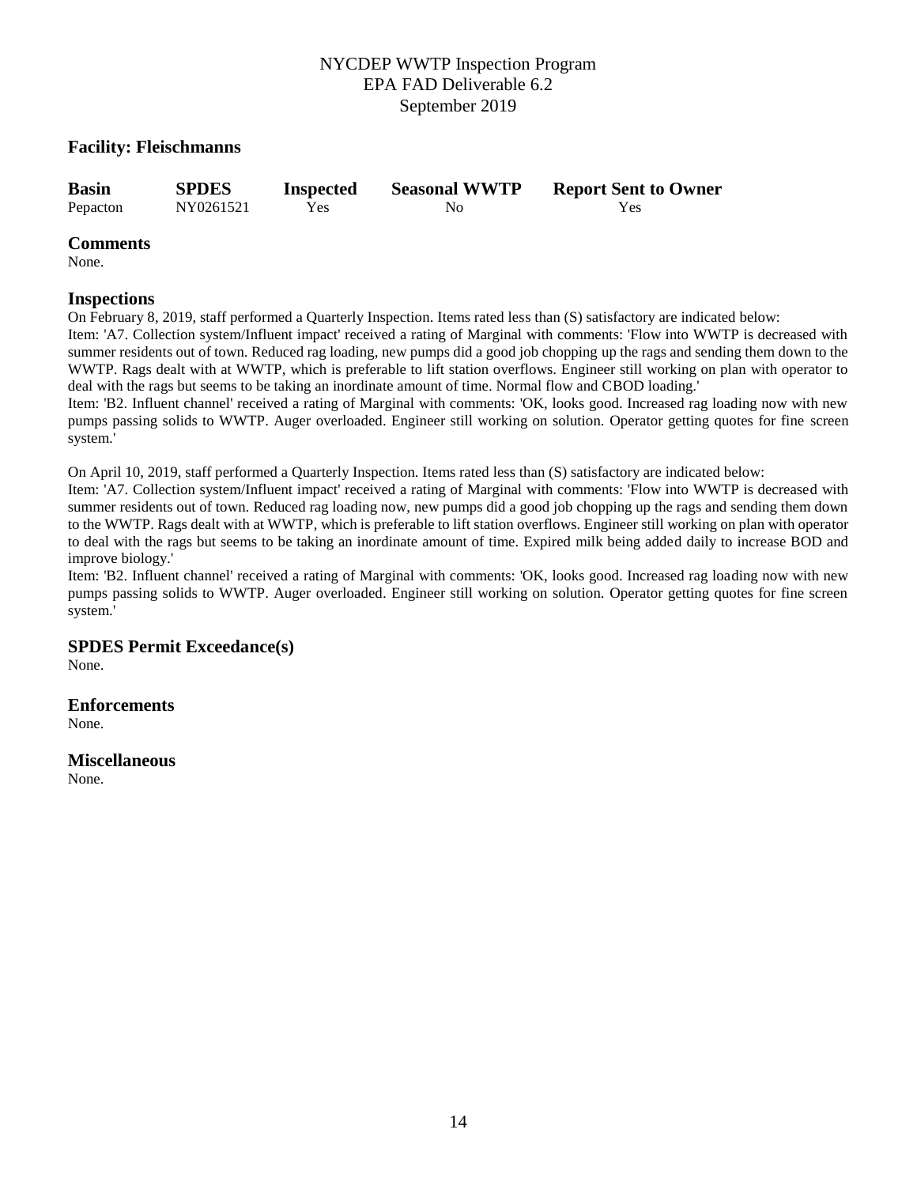NYCDEP WWTP Inspection Program
EPA FAD Deliverable 6.2
September 2019

### Facility: Fleischmanns

| Basin | SPDES | Inspected | Seasonal WWTP | Report Sent to Owner |
|---|---|---|---|---|
| Pepacton | NY0261521 | Yes | No | Yes |

### Comments

None.

### Inspections

On February 8, 2019, staff performed a Quarterly Inspection. Items rated less than (S) satisfactory are indicated below:
Item: 'A7. Collection system/Influent impact' received a rating of Marginal with comments: 'Flow into WWTP is decreased with summer residents out of town. Reduced rag loading, new pumps did a good job chopping up the rags and sending them down to the WWTP. Rags dealt with at WWTP, which is preferable to lift station overflows. Engineer still working on plan with operator to deal with the rags but seems to be taking an inordinate amount of time. Normal flow and CBOD loading.'
Item: 'B2. Influent channel' received a rating of Marginal with comments: 'OK, looks good. Increased rag loading now with new pumps passing solids to WWTP. Auger overloaded. Engineer still working on solution. Operator getting quotes for fine screen system.'

On April 10, 2019, staff performed a Quarterly Inspection. Items rated less than (S) satisfactory are indicated below:
Item: 'A7. Collection system/Influent impact' received a rating of Marginal with comments: 'Flow into WWTP is decreased with summer residents out of town. Reduced rag loading now, new pumps did a good job chopping up the rags and sending them down to the WWTP. Rags dealt with at WWTP, which is preferable to lift station overflows. Engineer still working on plan with operator to deal with the rags but seems to be taking an inordinate amount of time. Expired milk being added daily to increase BOD and improve biology.'
Item: 'B2. Influent channel' received a rating of Marginal with comments: 'OK, looks good. Increased rag loading now with new pumps passing solids to WWTP. Auger overloaded. Engineer still working on solution. Operator getting quotes for fine screen system.'

### SPDES Permit Exceedance(s)

None.

### Enforcements

None.

### Miscellaneous

None.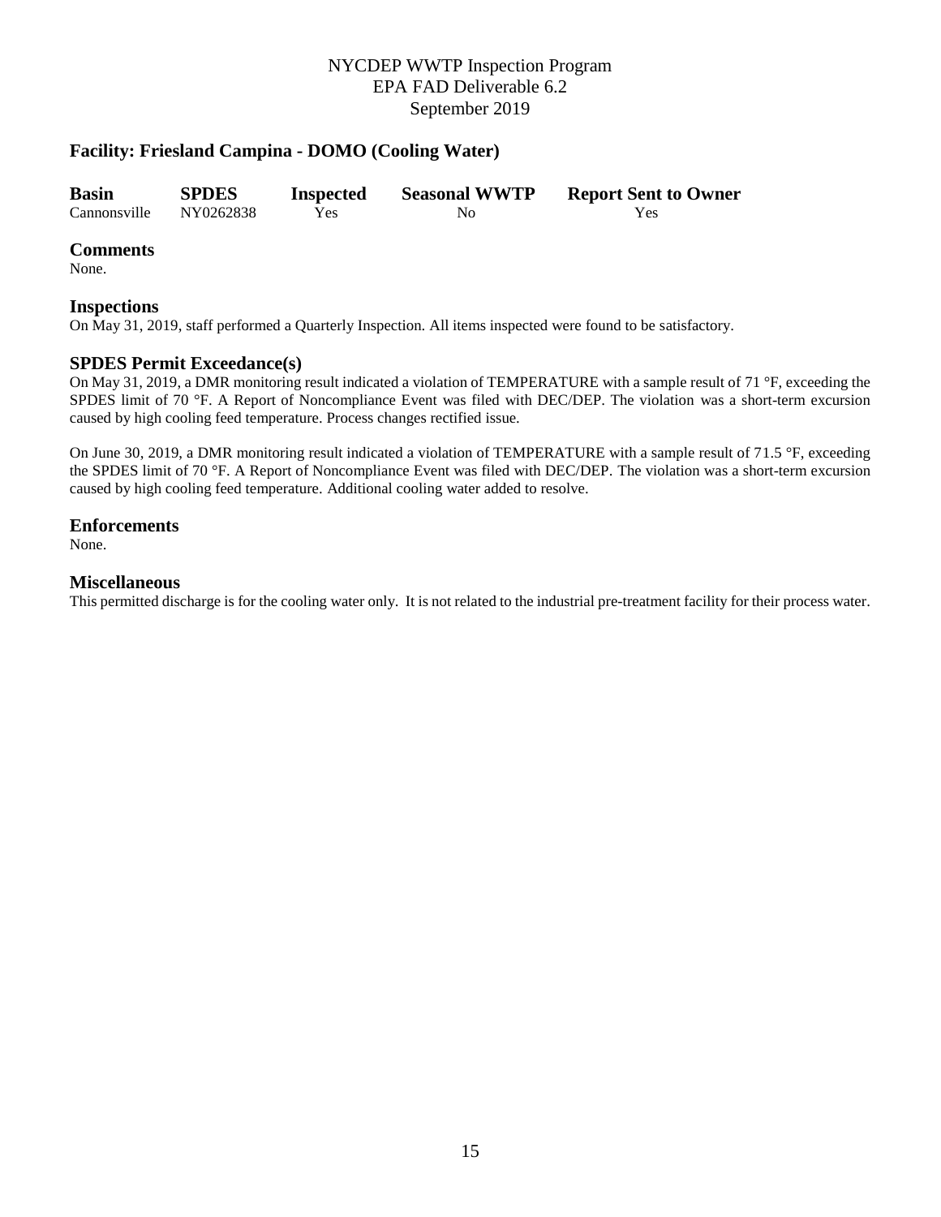## Facility: Friesland Campina - DOMO (Cooling Water)

| Basin | SPDES | Inspected | Seasonal WWTP | Report Sent to Owner |
|---|---|---|---|---|
| Cannonsville | NY0262838 | Yes | No | Yes |

### Comments

None.

### Inspections

On May 31, 2019, staff performed a Quarterly Inspection. All items inspected were found to be satisfactory.

### SPDES Permit Exceedance(s)

On May 31, 2019, a DMR monitoring result indicated a violation of TEMPERATURE with a sample result of 71 °F, exceeding the SPDES limit of 70 °F. A Report of Noncompliance Event was filed with DEC/DEP. The violation was a short-term excursion caused by high cooling feed temperature. Process changes rectified issue.

On June 30, 2019, a DMR monitoring result indicated a violation of TEMPERATURE with a sample result of 71.5 °F, exceeding the SPDES limit of 70 °F. A Report of Noncompliance Event was filed with DEC/DEP. The violation was a short-term excursion caused by high cooling feed temperature. Additional cooling water added to resolve.

### Enforcements

None.

### Miscellaneous

This permitted discharge is for the cooling water only. It is not related to the industrial pre-treatment facility for their process water.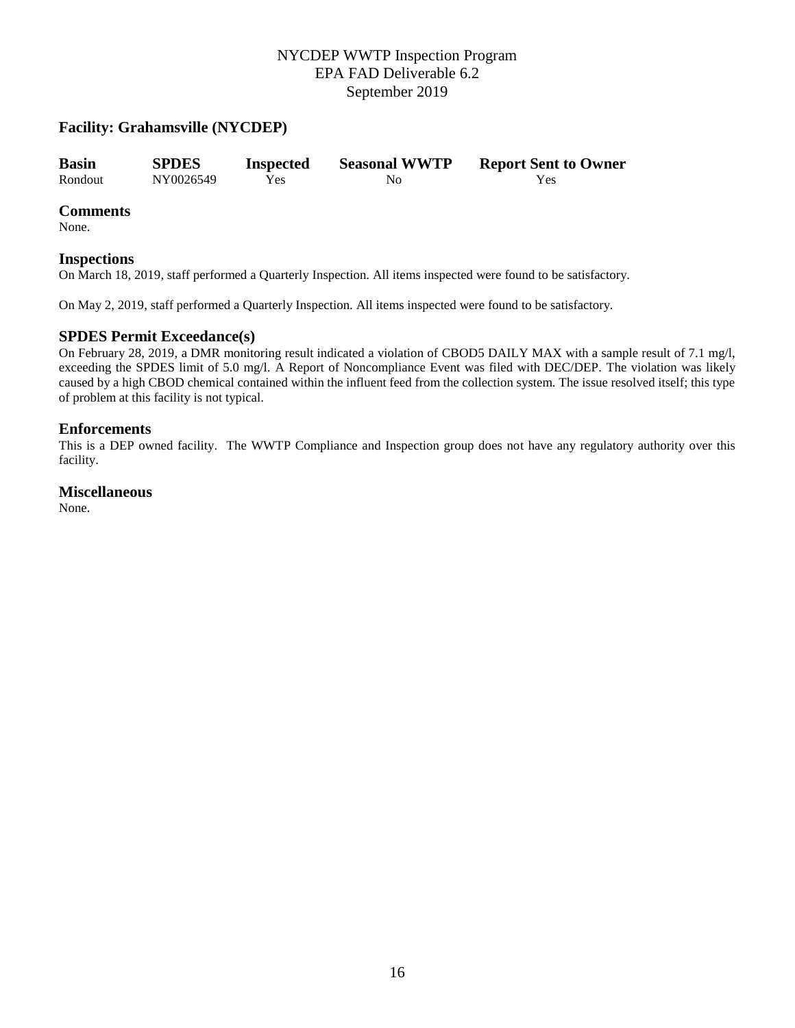## Facility: Grahamsville (NYCDEP)

| Basin | SPDES | Inspected | Seasonal WWTP | Report Sent to Owner |
|---|---|---|---|---|
| Rondout | NY0026549 | Yes | No | Yes |

### Comments

None.

### Inspections

On March 18, 2019, staff performed a Quarterly Inspection. All items inspected were found to be satisfactory.

On May 2, 2019, staff performed a Quarterly Inspection. All items inspected were found to be satisfactory.

### SPDES Permit Exceedance(s)

On February 28, 2019, a DMR monitoring result indicated a violation of CBOD5 DAILY MAX with a sample result of 7.1 mg/l, exceeding the SPDES limit of 5.0 mg/l. A Report of Noncompliance Event was filed with DEC/DEP. The violation was likely caused by a high CBOD chemical contained within the influent feed from the collection system. The issue resolved itself; this type of problem at this facility is not typical.

### Enforcements

This is a DEP owned facility. The WWTP Compliance and Inspection group does not have any regulatory authority over this facility.

### Miscellaneous

None.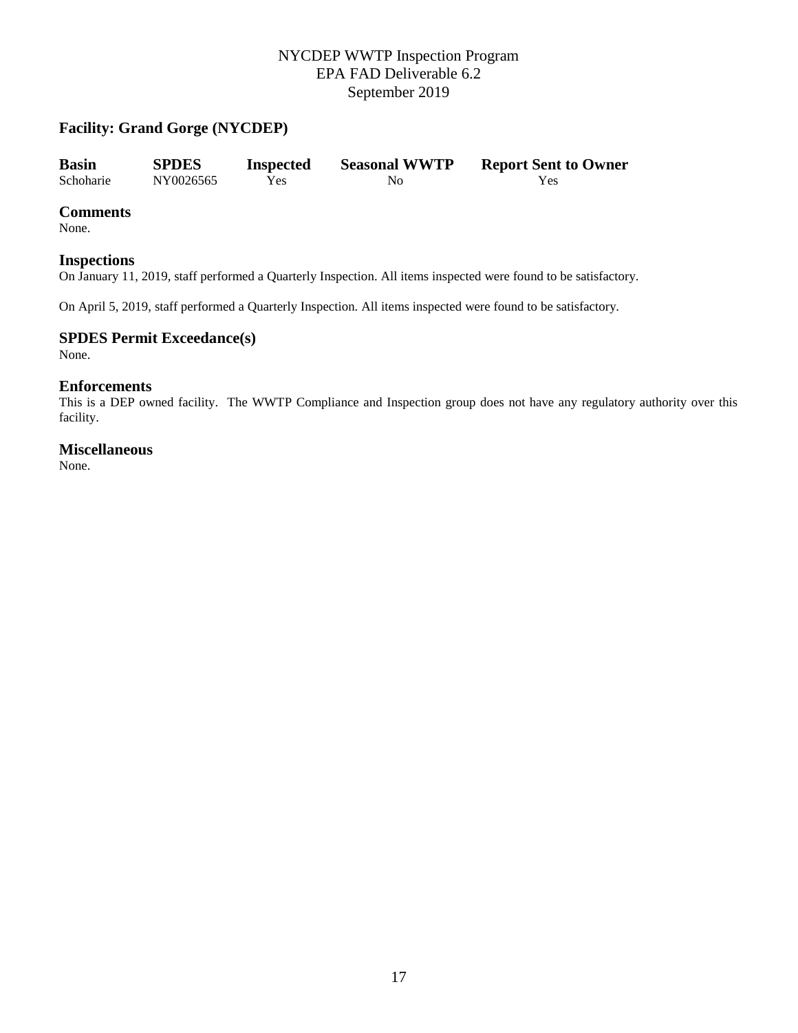NYCDEP WWTP Inspection Program
EPA FAD Deliverable 6.2
September 2019

### Facility: Grand Gorge (NYCDEP)

| Basin | SPDES | Inspected | Seasonal WWTP | Report Sent to Owner |
|---|---|---|---|---|
| Schoharie | NY0026565 | Yes | No | Yes |

### Comments

None.

### Inspections

On January 11, 2019, staff performed a Quarterly Inspection. All items inspected were found to be satisfactory.

On April 5, 2019, staff performed a Quarterly Inspection. All items inspected were found to be satisfactory.

### SPDES Permit Exceedance(s)

None.

### Enforcements

This is a DEP owned facility. The WWTP Compliance and Inspection group does not have any regulatory authority over this facility.

### Miscellaneous

None.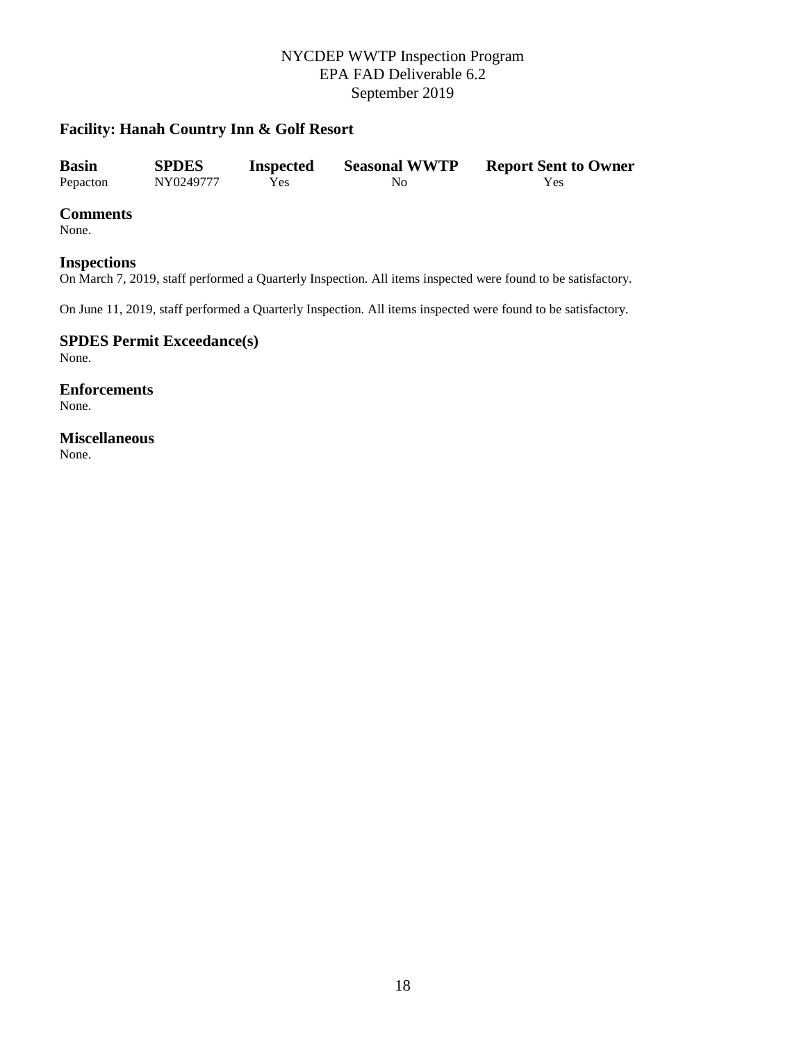## Facility: Hanah Country Inn & Golf Resort

| Basin | SPDES | Inspected | Seasonal WWTP | Report Sent to Owner |
| --- | --- | --- | --- | --- |
| Pepacton | NY0249777 | Yes | No | Yes |

### Comments

None.

### Inspections

On March 7, 2019, staff performed a Quarterly Inspection. All items inspected were found to be satisfactory.

On June 11, 2019, staff performed a Quarterly Inspection. All items inspected were found to be satisfactory.

### SPDES Permit Exceedance(s)

None.

### Enforcements

None.

### Miscellaneous

None.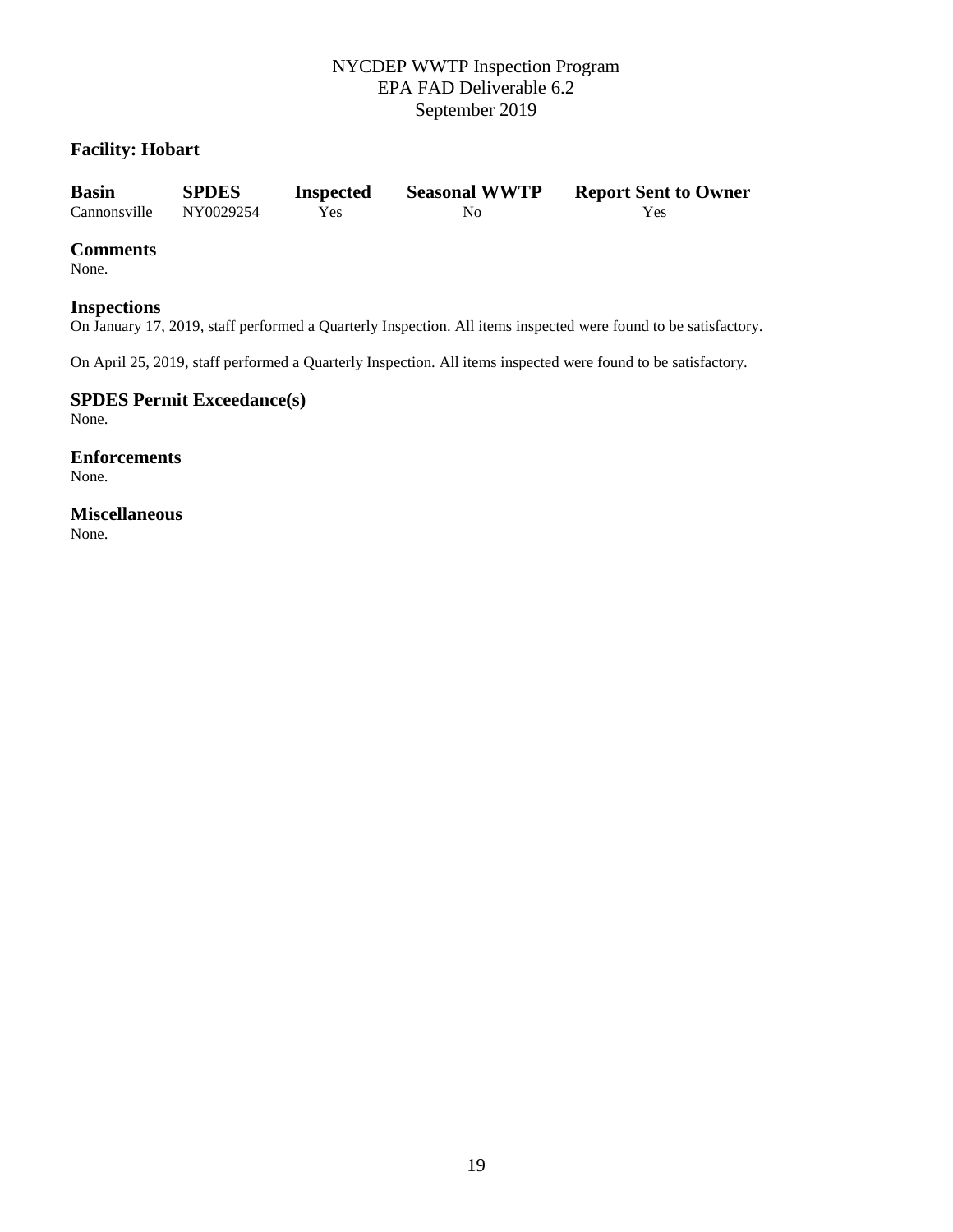## Facility: Hobart

| Basin | SPDES | Inspected | Seasonal WWTP | Report Sent to Owner |
|---|---|---|---|---|
| Cannonsville | NY0029254 | Yes | No | Yes |

### Comments

None.

### Inspections

On January 17, 2019, staff performed a Quarterly Inspection. All items inspected were found to be satisfactory.

On April 25, 2019, staff performed a Quarterly Inspection. All items inspected were found to be satisfactory.

### SPDES Permit Exceedance(s)

None.

### Enforcements

None.

### Miscellaneous

None.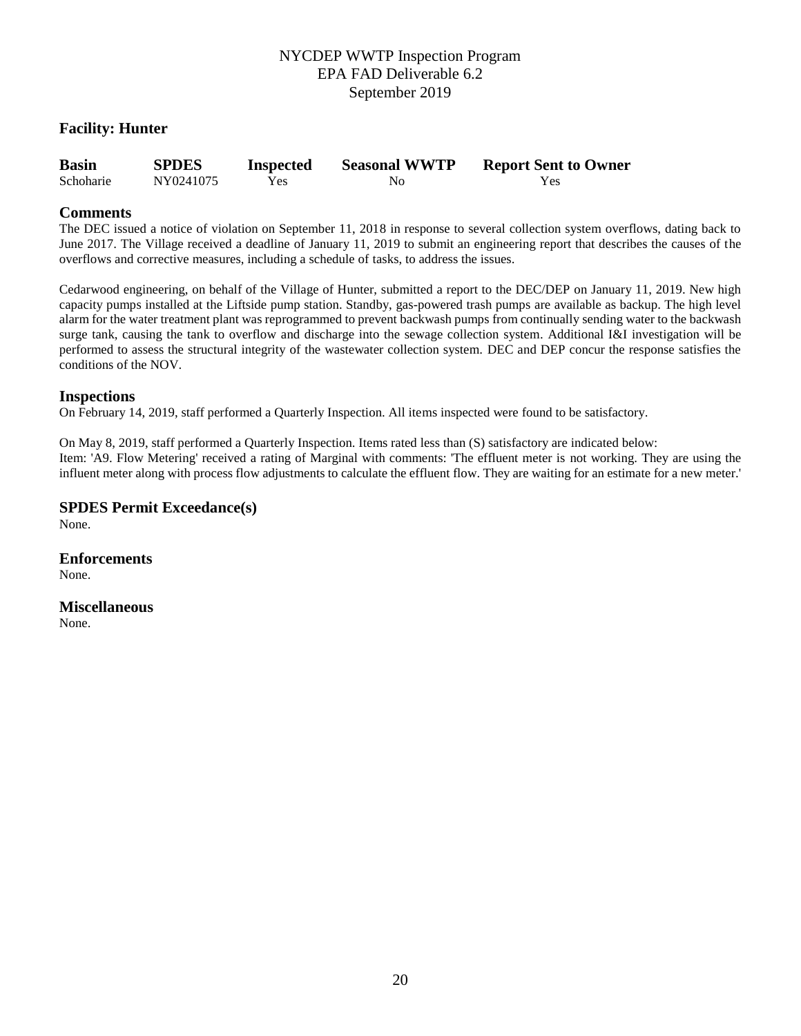**Facility: Hunter**

| Basin | SPDES | Inspected | Seasonal WWTP | Report Sent to Owner |
| --- | --- | --- | --- | --- |
| Schoharie | NY0241075 | Yes | No | Yes |

## Comments

The DEC issued a notice of violation on September 11, 2018 in response to several collection system overflows, dating back to June 2017. The Village received a deadline of January 11, 2019 to submit an engineering report that describes the causes of the overflows and corrective measures, including a schedule of tasks, to address the issues.

Cedarwood engineering, on behalf of the Village of Hunter, submitted a report to the DEC/DEP on January 11, 2019. New high capacity pumps installed at the Liftside pump station. Standby, gas-powered trash pumps are available as backup. The high level alarm for the water treatment plant was reprogrammed to prevent backwash pumps from continually sending water to the backwash surge tank, causing the tank to overflow and discharge into the sewage collection system. Additional I&I investigation will be performed to assess the structural integrity of the wastewater collection system. DEC and DEP concur the response satisfies the conditions of the NOV.

## Inspections

On February 14, 2019, staff performed a Quarterly Inspection. All items inspected were found to be satisfactory.

On May 8, 2019, staff performed a Quarterly Inspection. Items rated less than (S) satisfactory are indicated below:
Item: 'A9. Flow Metering' received a rating of Marginal with comments: 'The effluent meter is not working. They are using the influent meter along with process flow adjustments to calculate the effluent flow. They are waiting for an estimate for a new meter.'

## SPDES Permit Exceedance(s)

None.

## Enforcements

None.

## Miscellaneous

None.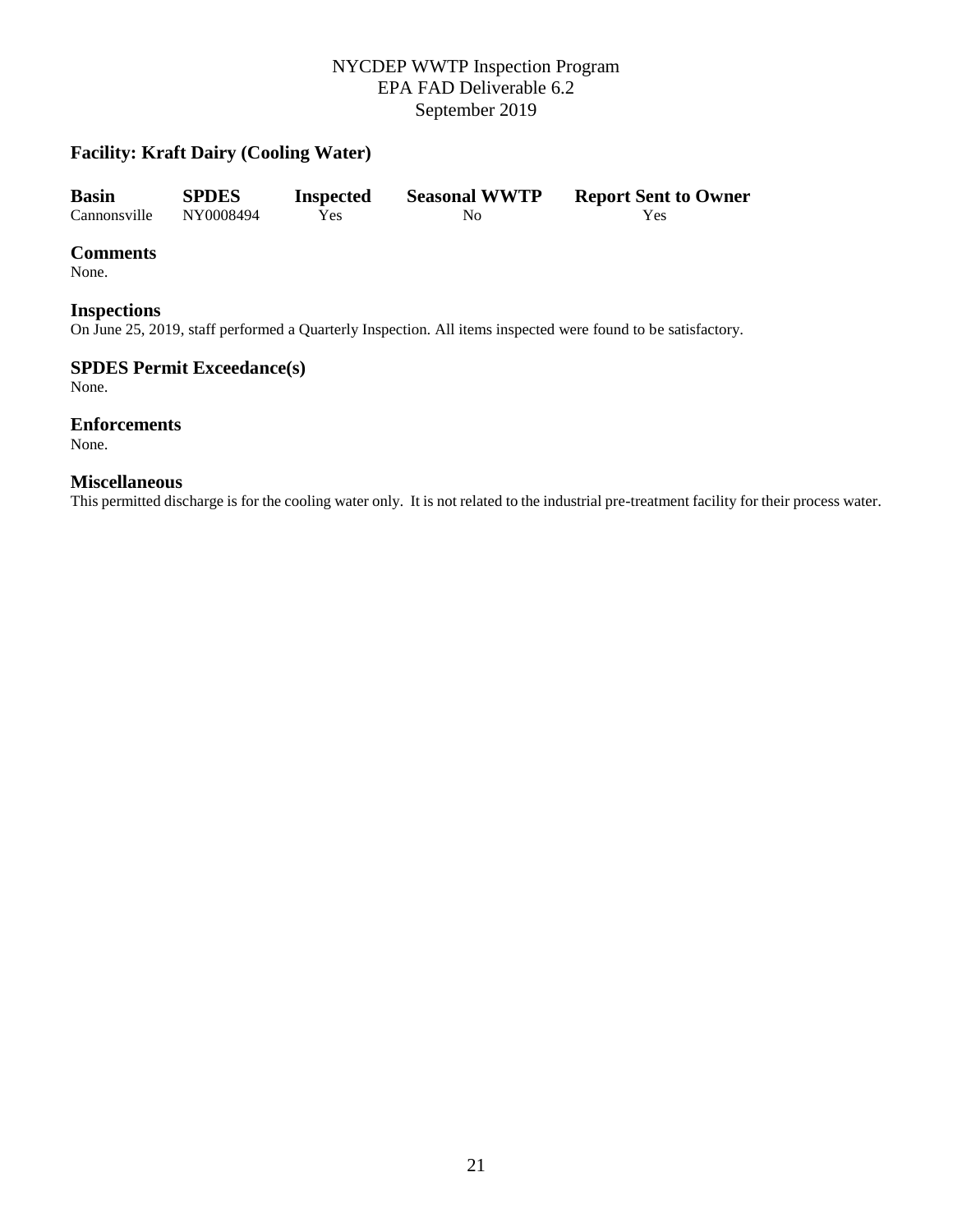## Facility: Kraft Dairy (Cooling Water)

| Basin | SPDES | Inspected | Seasonal WWTP | Report Sent to Owner |
|---|---|---|---|---|
| Cannonsville | NY0008494 | Yes | No | Yes |

### Comments
None.

### Inspections
On June 25, 2019, staff performed a Quarterly Inspection. All items inspected were found to be satisfactory.

### SPDES Permit Exceedance(s)
None.

### Enforcements
None.

### Miscellaneous
This permitted discharge is for the cooling water only. It is not related to the industrial pre-treatment facility for their process water.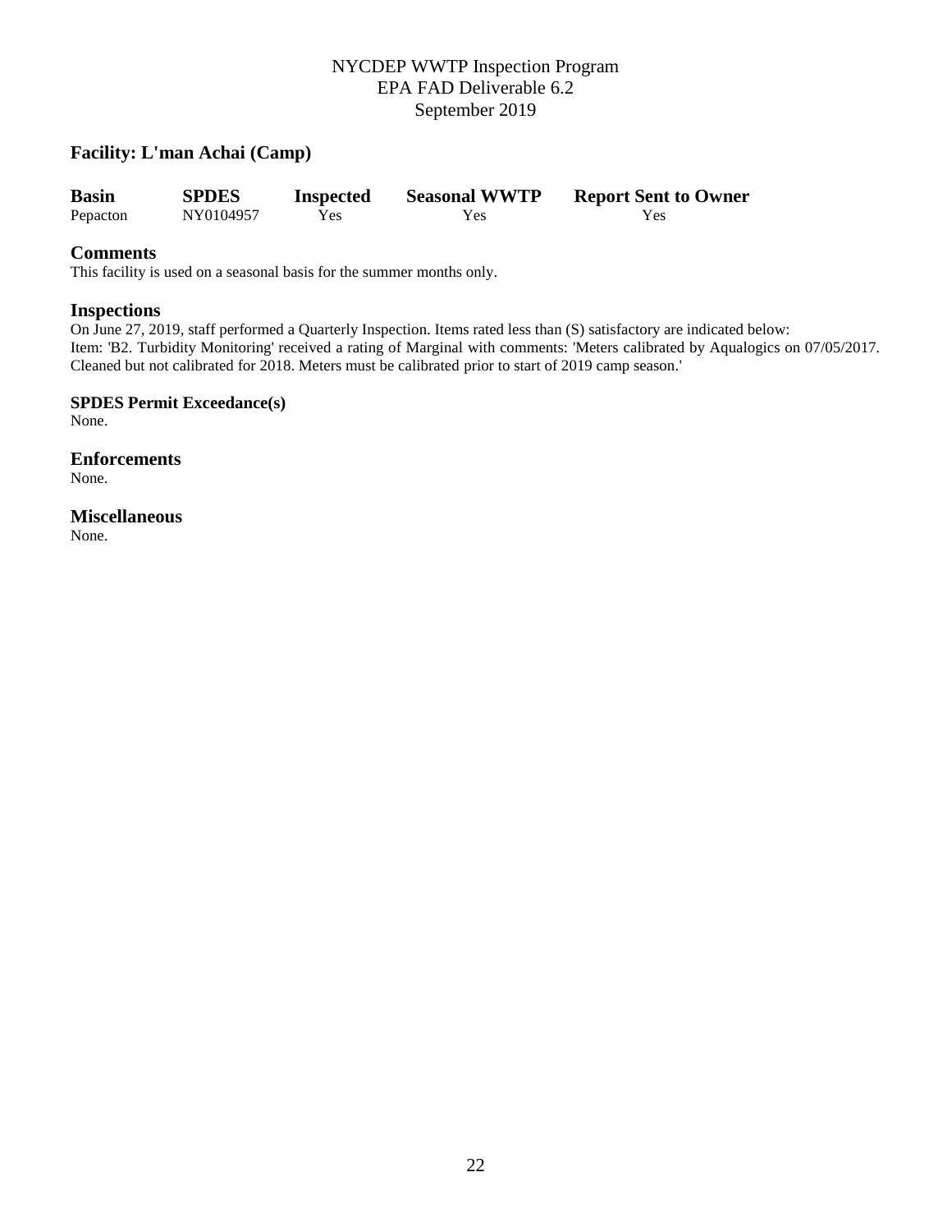**Facility: L'man Achai (Camp)**

| Basin | SPDES | Inspected | Seasonal WWTP | Report Sent to Owner |
|---|---|---|---|---|
| Pepacton | NY0104957 | Yes | Yes | Yes |

## Comments

This facility is used on a seasonal basis for the summer months only.

## Inspections

On June 27, 2019, staff performed a Quarterly Inspection. Items rated less than (S) satisfactory are indicated below:
Item: 'B2. Turbidity Monitoring' received a rating of Marginal with comments: 'Meters calibrated by Aqualogics on 07/05/2017. Cleaned but not calibrated for 2018. Meters must be calibrated prior to start of 2019 camp season.'

**SPDES Permit Exceedance(s)**

None.

## Enforcements

None.

## Miscellaneous

None.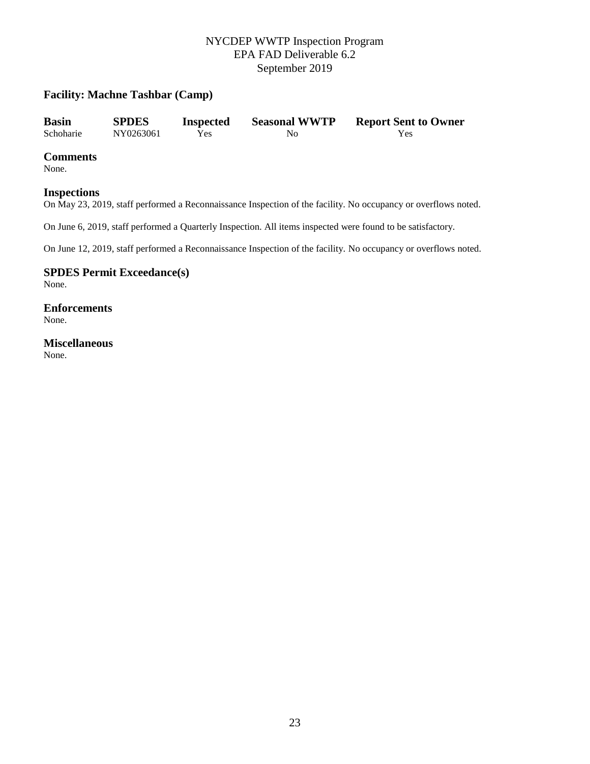## Facility: Machne Tashbar (Camp)

| Basin | SPDES | Inspected | Seasonal WWTP | Report Sent to Owner |
|---|---|---|---|---|
| Schoharie | NY0263061 | Yes | No | Yes |

### Comments

None.

### Inspections

On May 23, 2019, staff performed a Reconnaissance Inspection of the facility. No occupancy or overflows noted.

On June 6, 2019, staff performed a Quarterly Inspection. All items inspected were found to be satisfactory.

On June 12, 2019, staff performed a Reconnaissance Inspection of the facility. No occupancy or overflows noted.

### SPDES Permit Exceedance(s)

None.

### Enforcements

None.

### Miscellaneous

None.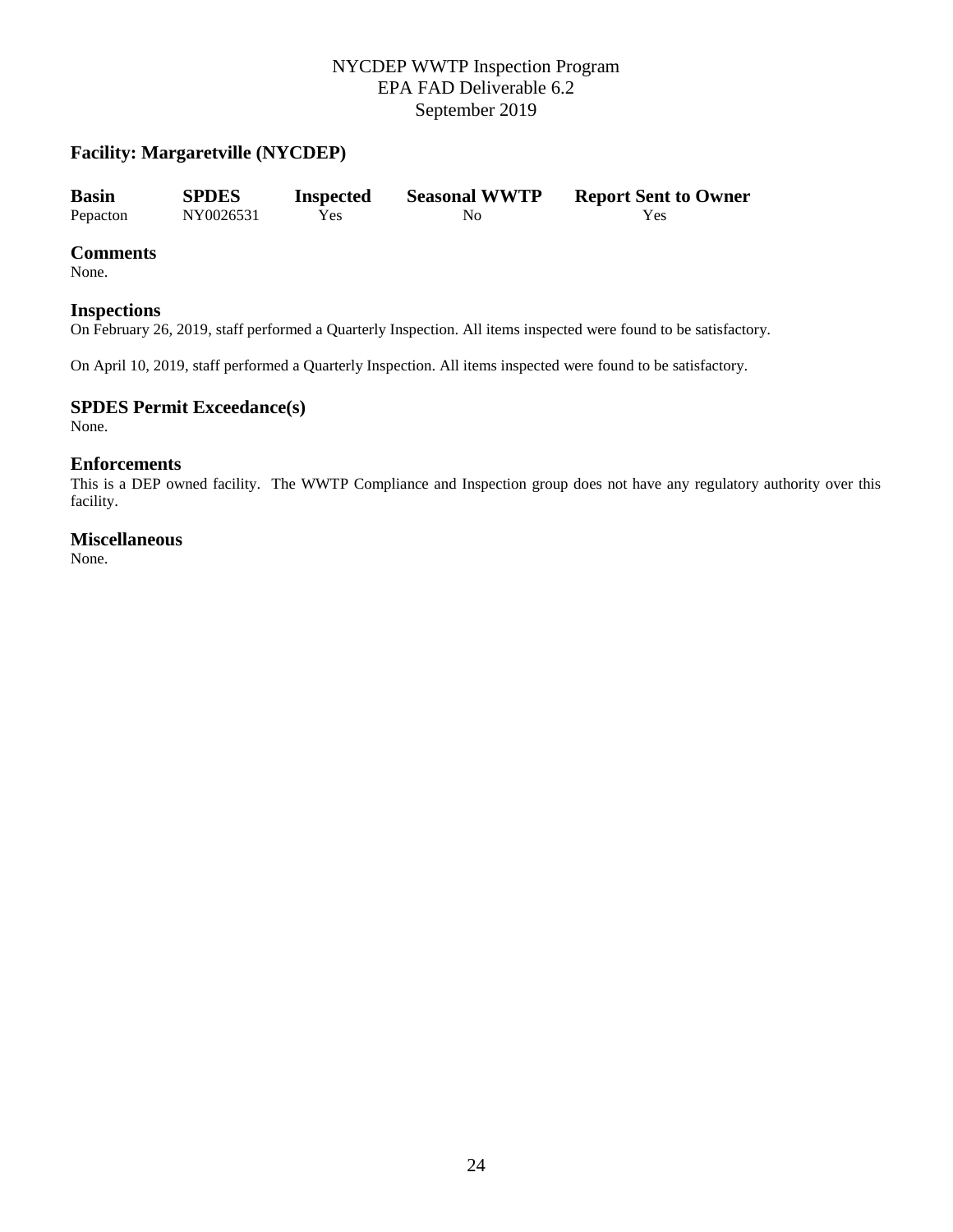### Facility: Margaretville (NYCDEP)

| Basin | SPDES | Inspected | Seasonal WWTP | Report Sent to Owner |
|---|---|---|---|---|
| Pepacton | NY0026531 | Yes | No | Yes |

## Comments

None.

## Inspections

On February 26, 2019, staff performed a Quarterly Inspection. All items inspected were found to be satisfactory.

On April 10, 2019, staff performed a Quarterly Inspection. All items inspected were found to be satisfactory.

## SPDES Permit Exceedance(s)

None.

## Enforcements

This is a DEP owned facility. The WWTP Compliance and Inspection group does not have any regulatory authority over this facility.

## Miscellaneous

None.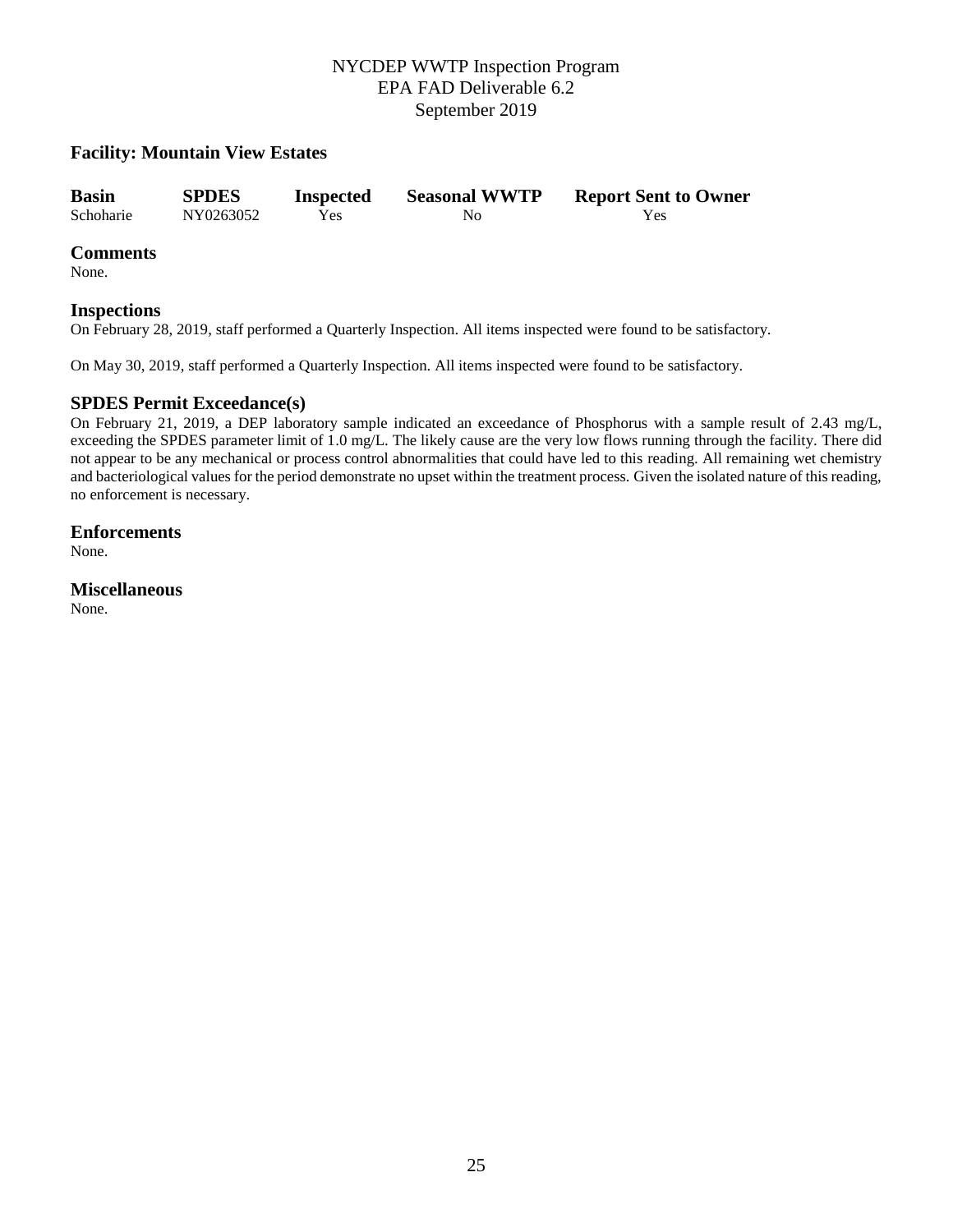## Facility: Mountain View Estates

| Basin | SPDES | Inspected | Seasonal WWTP | Report Sent to Owner |
|---|---|---|---|---|
| Schoharie | NY0263052 | Yes | No | Yes |

### Comments

None.

### Inspections

On February 28, 2019, staff performed a Quarterly Inspection. All items inspected were found to be satisfactory.

On May 30, 2019, staff performed a Quarterly Inspection. All items inspected were found to be satisfactory.

### SPDES Permit Exceedance(s)

On February 21, 2019, a DEP laboratory sample indicated an exceedance of Phosphorus with a sample result of 2.43 mg/L, exceeding the SPDES parameter limit of 1.0 mg/L. The likely cause are the very low flows running through the facility. There did not appear to be any mechanical or process control abnormalities that could have led to this reading. All remaining wet chemistry and bacteriological values for the period demonstrate no upset within the treatment process. Given the isolated nature of this reading, no enforcement is necessary.

### Enforcements

None.

### Miscellaneous

None.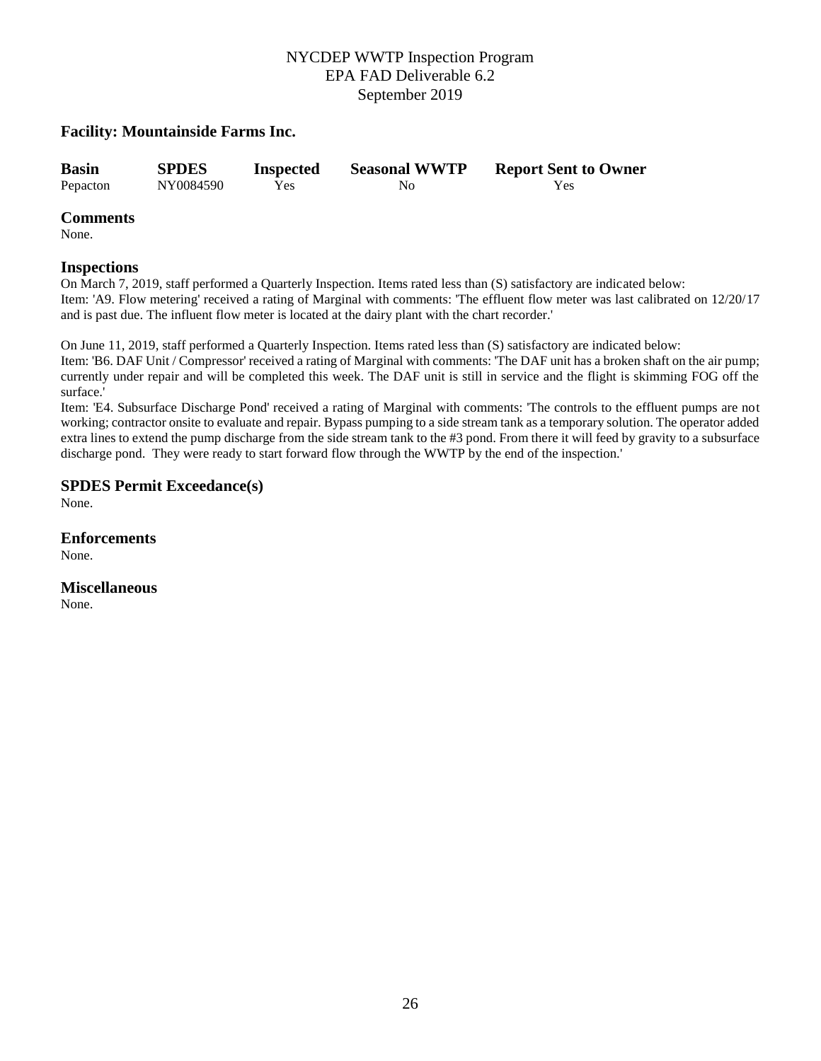NYCDEP WWTP Inspection Program
EPA FAD Deliverable 6.2
September 2019

### Facility: Mountainside Farms Inc.

| Basin | SPDES | Inspected | Seasonal WWTP | Report Sent to Owner |
| --- | --- | --- | --- | --- |
| Pepacton | NY0084590 | Yes | No | Yes |

### Comments

None.

### Inspections

On March 7, 2019, staff performed a Quarterly Inspection. Items rated less than (S) satisfactory are indicated below:
Item: 'A9. Flow metering' received a rating of Marginal with comments: 'The effluent flow meter was last calibrated on 12/20/17 and is past due. The influent flow meter is located at the dairy plant with the chart recorder.'

On June 11, 2019, staff performed a Quarterly Inspection. Items rated less than (S) satisfactory are indicated below:
Item: 'B6. DAF Unit / Compressor' received a rating of Marginal with comments: 'The DAF unit has a broken shaft on the air pump; currently under repair and will be completed this week. The DAF unit is still in service and the flight is skimming FOG off the surface.'
Item: 'E4. Subsurface Discharge Pond' received a rating of Marginal with comments: 'The controls to the effluent pumps are not working; contractor onsite to evaluate and repair. Bypass pumping to a side stream tank as a temporary solution. The operator added extra lines to extend the pump discharge from the side stream tank to the #3 pond. From there it will feed by gravity to a subsurface discharge pond. They were ready to start forward flow through the WWTP by the end of the inspection.'

### SPDES Permit Exceedance(s)

None.

### Enforcements

None.

### Miscellaneous

None.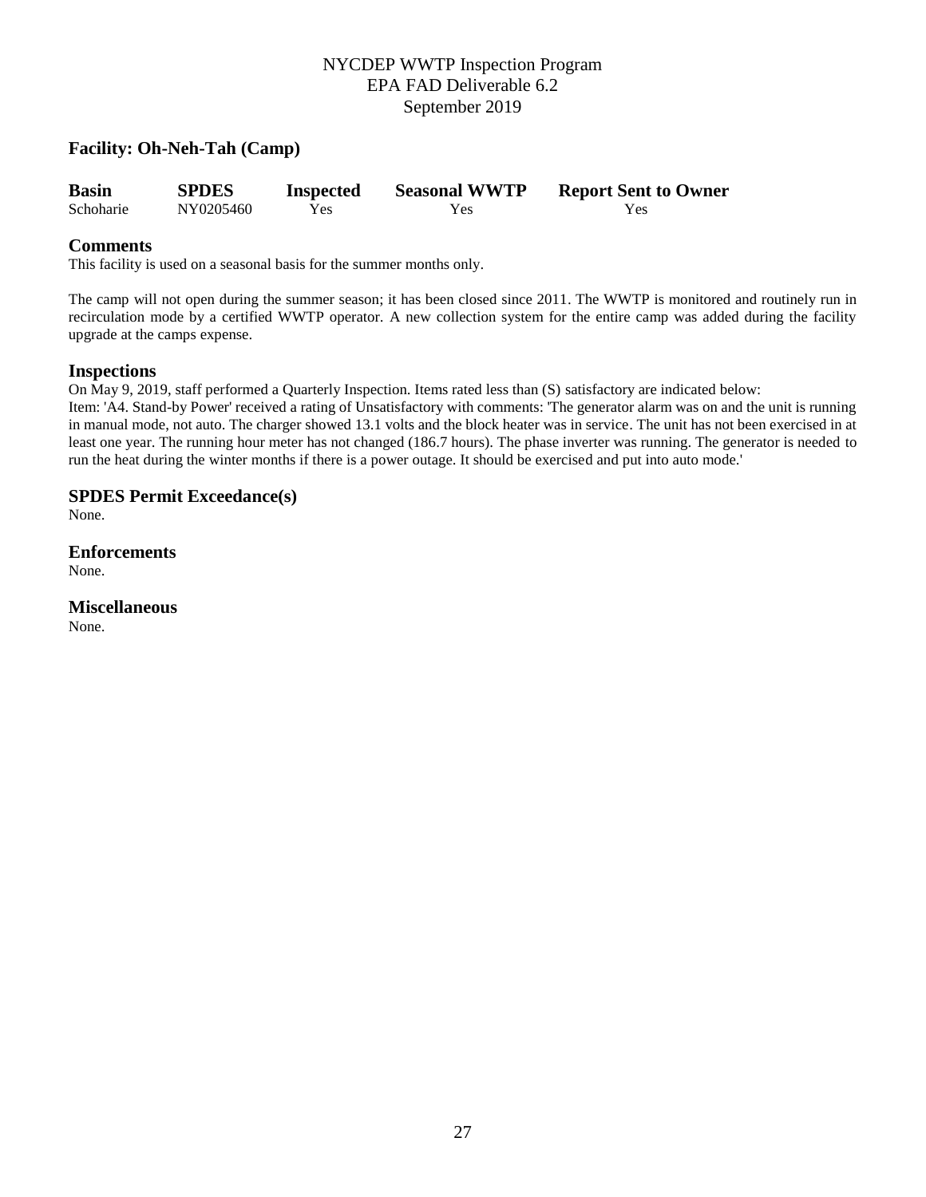## Facility: Oh-Neh-Tah (Camp)

| Basin | SPDES | Inspected | Seasonal WWTP | Report Sent to Owner |
|---|---|---|---|---|
| Schoharie | NY0205460 | Yes | Yes | Yes |

### Comments

This facility is used on a seasonal basis for the summer months only.

The camp will not open during the summer season; it has been closed since 2011. The WWTP is monitored and routinely run in recirculation mode by a certified WWTP operator. A new collection system for the entire camp was added during the facility upgrade at the camps expense.

### Inspections

On May 9, 2019, staff performed a Quarterly Inspection. Items rated less than (S) satisfactory are indicated below:
Item: 'A4. Stand-by Power' received a rating of Unsatisfactory with comments: 'The generator alarm was on and the unit is running in manual mode, not auto. The charger showed 13.1 volts and the block heater was in service. The unit has not been exercised in at least one year. The running hour meter has not changed (186.7 hours). The phase inverter was running. The generator is needed to run the heat during the winter months if there is a power outage. It should be exercised and put into auto mode.'

### SPDES Permit Exceedance(s)

None.

### Enforcements

None.

### Miscellaneous

None.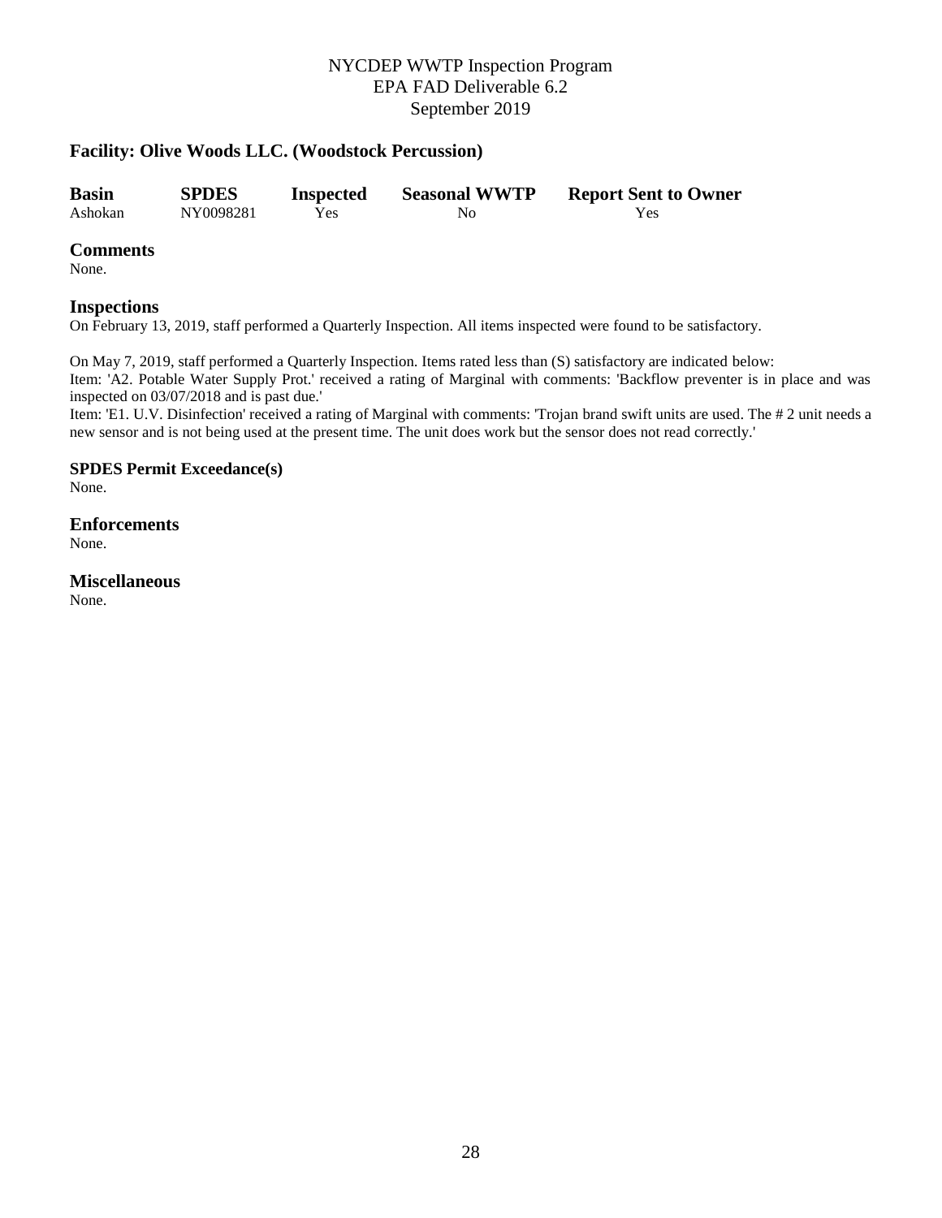## Facility: Olive Woods LLC. (Woodstock Percussion)

| Basin | SPDES | Inspected | Seasonal WWTP | Report Sent to Owner |
|---|---|---|---|---|
| Ashokan | NY0098281 | Yes | No | Yes |

### Comments

None.

### Inspections

On February 13, 2019, staff performed a Quarterly Inspection. All items inspected were found to be satisfactory.

On May 7, 2019, staff performed a Quarterly Inspection. Items rated less than (S) satisfactory are indicated below:
Item: 'A2. Potable Water Supply Prot.' received a rating of Marginal with comments: 'Backflow preventer is in place and was inspected on 03/07/2018 and is past due.'
Item: 'E1. U.V. Disinfection' received a rating of Marginal with comments: 'Trojan brand swift units are used. The # 2 unit needs a new sensor and is not being used at the present time. The unit does work but the sensor does not read correctly.'

#### SPDES Permit Exceedance(s)

None.

### Enforcements

None.

### Miscellaneous

None.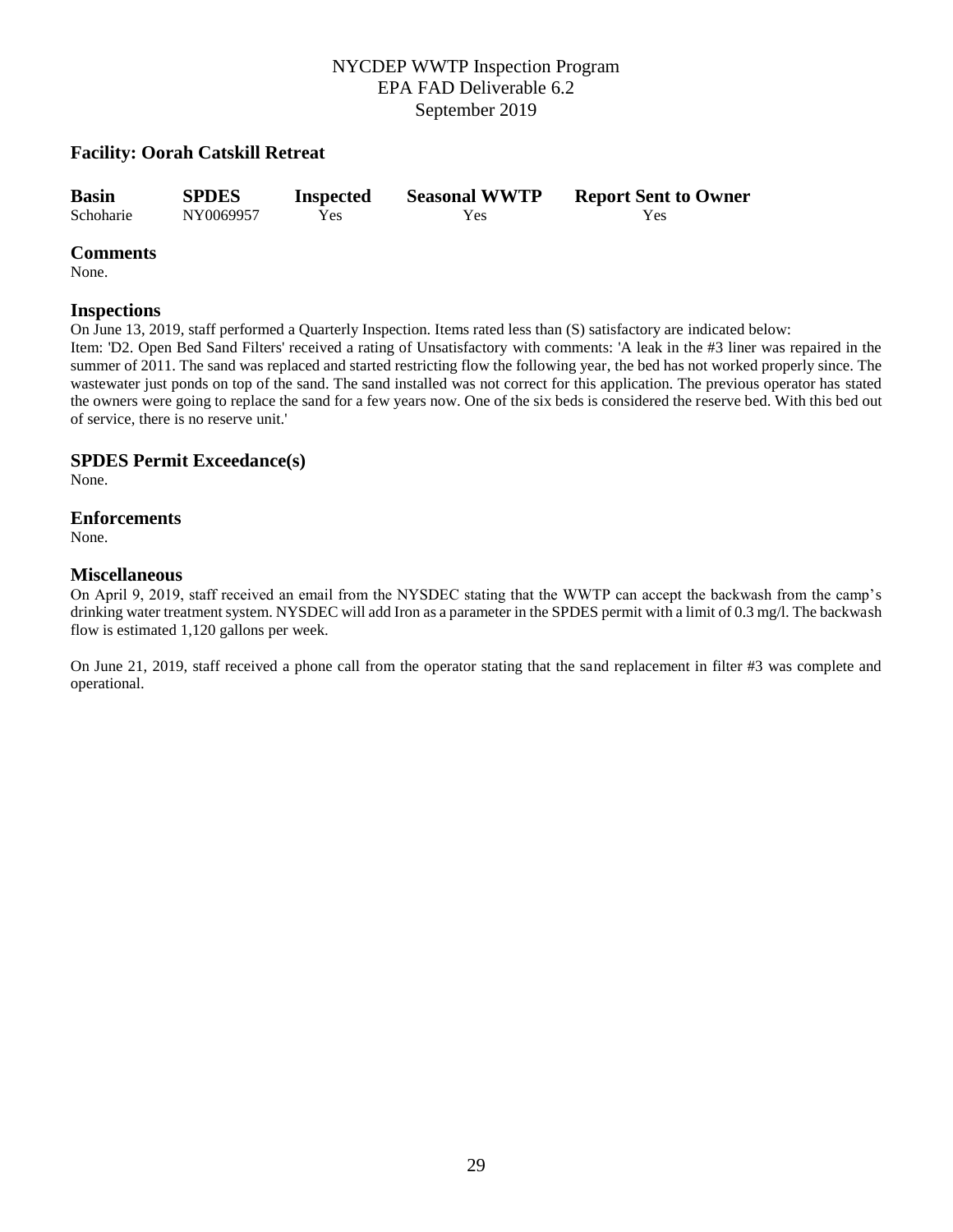## Facility: Oorah Catskill Retreat

| Basin | SPDES | Inspected | Seasonal WWTP | Report Sent to Owner |
|---|---|---|---|---|
| Schoharie | NY0069957 | Yes | Yes | Yes |

### Comments

None.

### Inspections

On June 13, 2019, staff performed a Quarterly Inspection. Items rated less than (S) satisfactory are indicated below:
Item: 'D2. Open Bed Sand Filters' received a rating of Unsatisfactory with comments: 'A leak in the #3 liner was repaired in the summer of 2011. The sand was replaced and started restricting flow the following year, the bed has not worked properly since. The wastewater just ponds on top of the sand. The sand installed was not correct for this application. The previous operator has stated the owners were going to replace the sand for a few years now. One of the six beds is considered the reserve bed. With this bed out of service, there is no reserve unit.'

### SPDES Permit Exceedance(s)

None.

### Enforcements

None.

### Miscellaneous

On April 9, 2019, staff received an email from the NYSDEC stating that the WWTP can accept the backwash from the camp's drinking water treatment system. NYSDEC will add Iron as a parameter in the SPDES permit with a limit of 0.3 mg/l. The backwash flow is estimated 1,120 gallons per week.

On June 21, 2019, staff received a phone call from the operator stating that the sand replacement in filter #3 was complete and operational.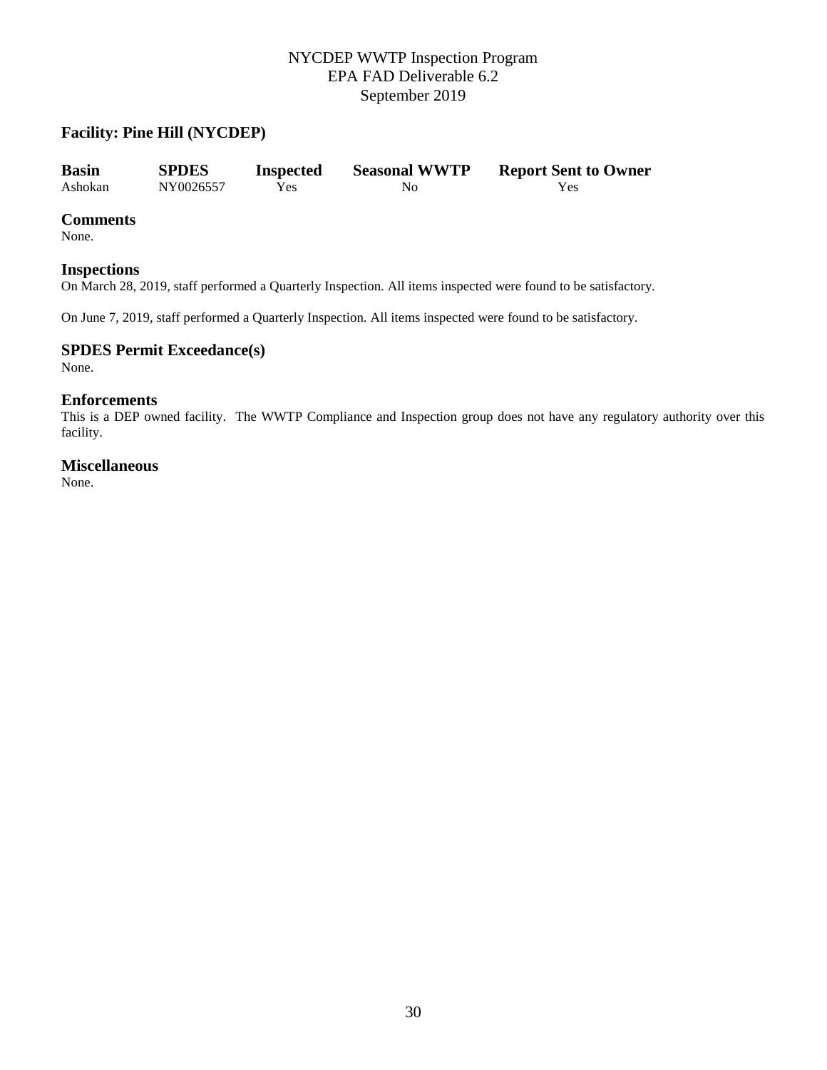## Facility: Pine Hill (NYCDEP)

| Basin | SPDES | Inspected | Seasonal WWTP | Report Sent to Owner |
|---|---|---|---|---|
| Ashokan | NY0026557 | Yes | No | Yes |

### Comments

None.

### Inspections

On March 28, 2019, staff performed a Quarterly Inspection. All items inspected were found to be satisfactory.

On June 7, 2019, staff performed a Quarterly Inspection. All items inspected were found to be satisfactory.

### SPDES Permit Exceedance(s)

None.

### Enforcements

This is a DEP owned facility. The WWTP Compliance and Inspection group does not have any regulatory authority over this facility.

### Miscellaneous

None.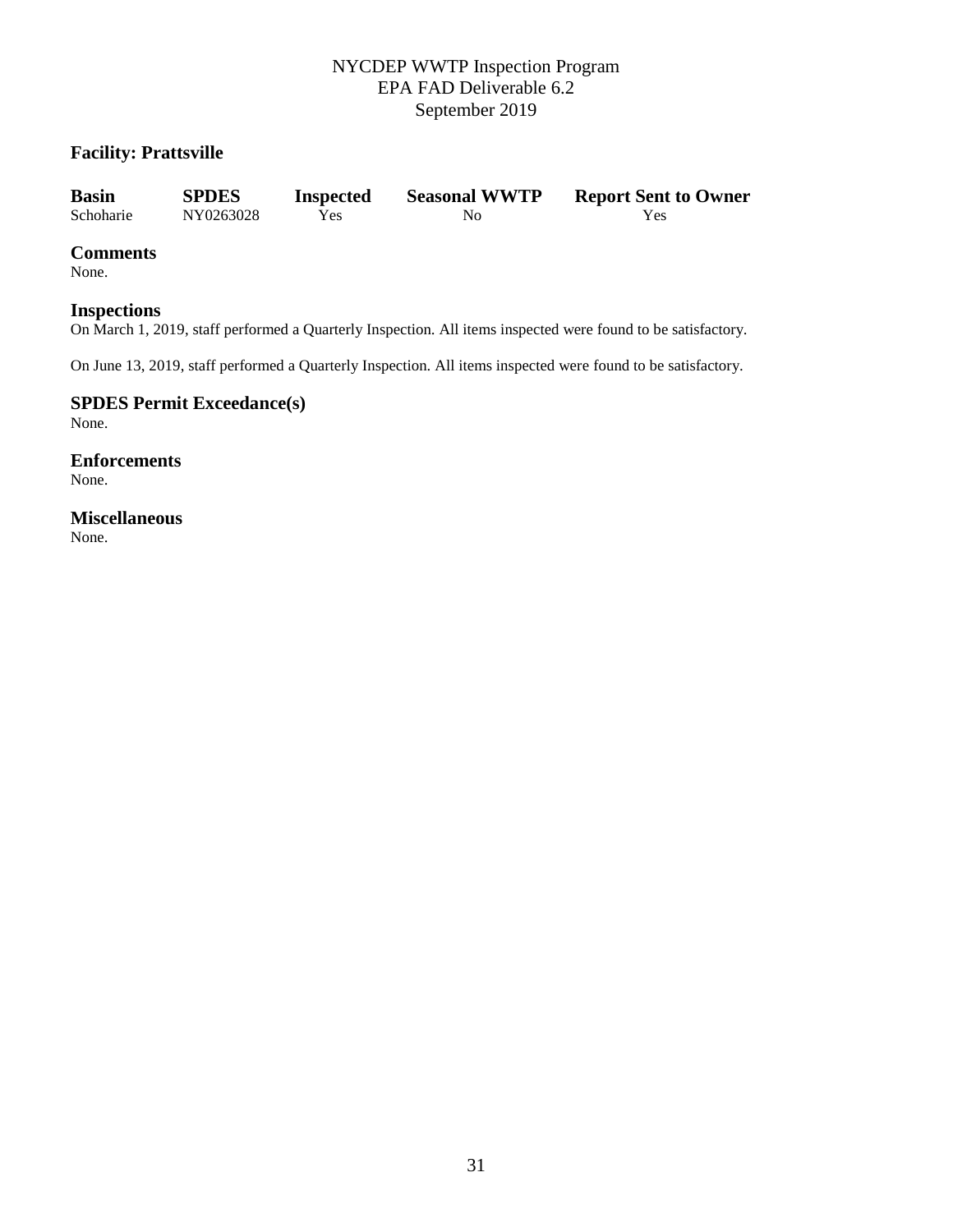## Facility: Prattsville

| Basin | SPDES | Inspected | Seasonal WWTP | Report Sent to Owner |
| --- | --- | --- | --- | --- |
| Schoharie | NY0263028 | Yes | No | Yes |

### Comments
None.

### Inspections
On March 1, 2019, staff performed a Quarterly Inspection. All items inspected were found to be satisfactory.

On June 13, 2019, staff performed a Quarterly Inspection. All items inspected were found to be satisfactory.

### SPDES Permit Exceedance(s)
None.

### Enforcements
None.

### Miscellaneous
None.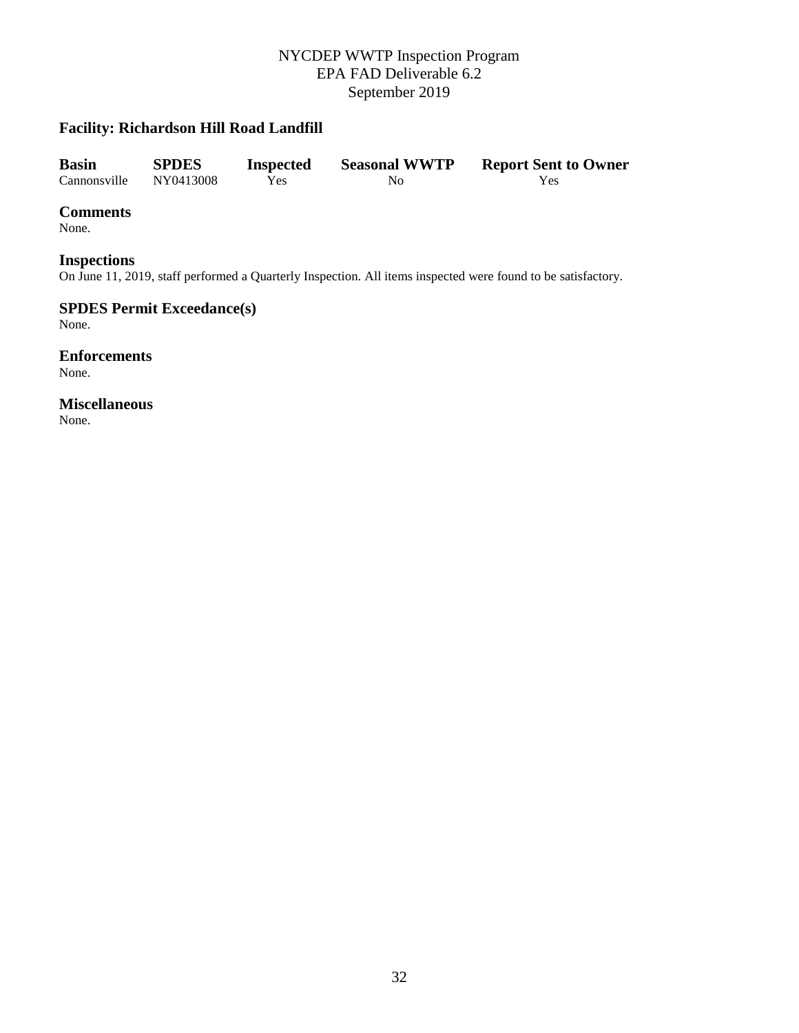## Facility: Richardson Hill Road Landfill

| Basin | SPDES | Inspected | Seasonal WWTP | Report Sent to Owner |
| --- | --- | --- | --- | --- |
| Cannonsville | NY0413008 | Yes | No | Yes |

### Comments
None.

### Inspections
On June 11, 2019, staff performed a Quarterly Inspection. All items inspected were found to be satisfactory.

### SPDES Permit Exceedance(s)
None.

### Enforcements
None.

### Miscellaneous
None.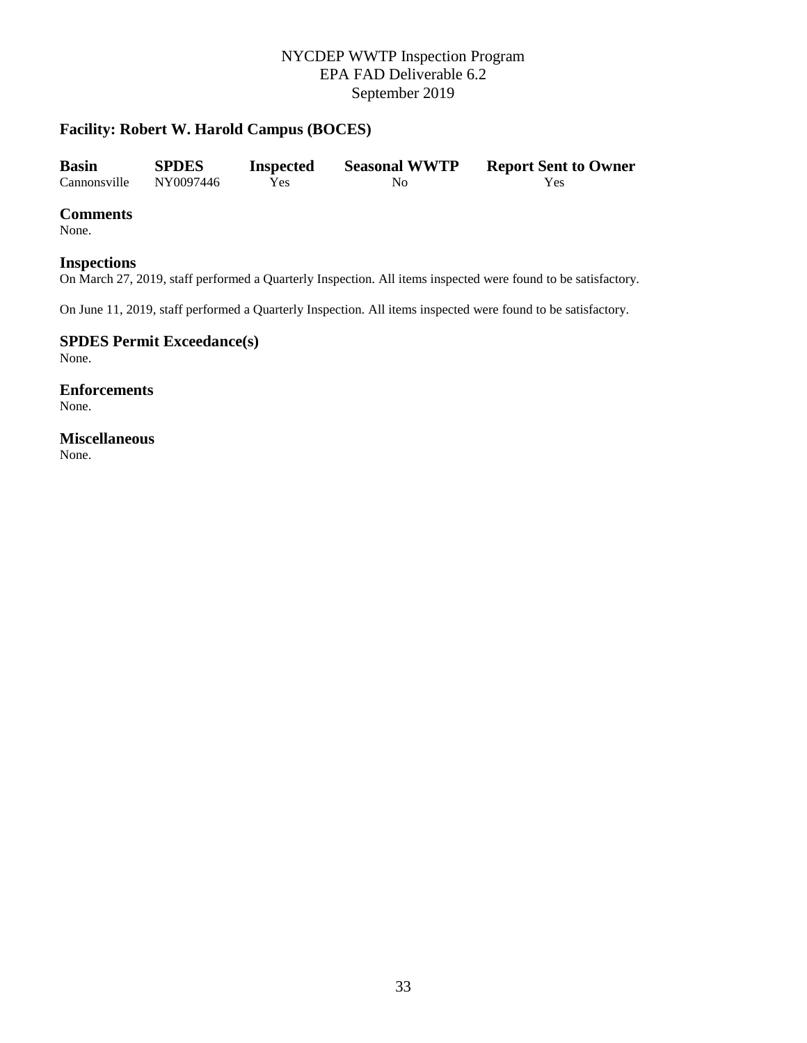## Facility: Robert W. Harold Campus (BOCES)

| Basin | SPDES | Inspected | Seasonal WWTP | Report Sent to Owner |
|---|---|---|---|---|
| Cannonsville | NY0097446 | Yes | No | Yes |

### Comments
None.

### Inspections
On March 27, 2019, staff performed a Quarterly Inspection. All items inspected were found to be satisfactory.

On June 11, 2019, staff performed a Quarterly Inspection. All items inspected were found to be satisfactory.

### SPDES Permit Exceedance(s)
None.

### Enforcements
None.

### Miscellaneous
None.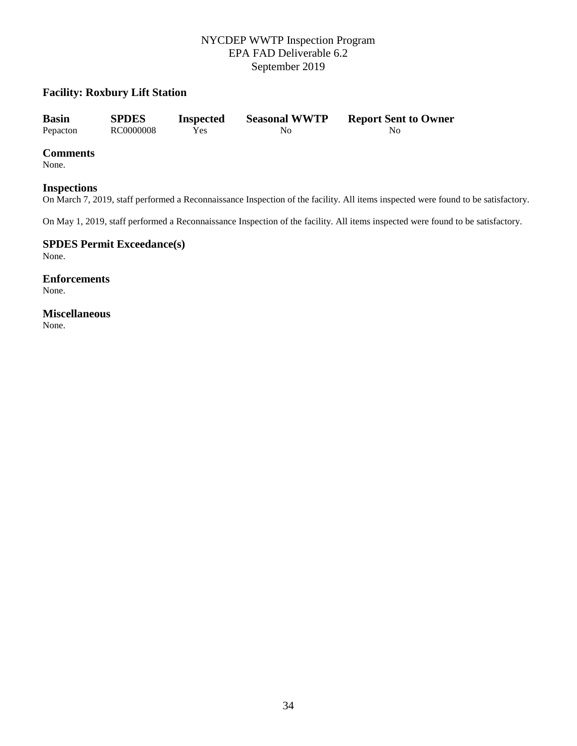## Facility: Roxbury Lift Station

| Basin | SPDES | Inspected | Seasonal WWTP | Report Sent to Owner |
| --- | --- | --- | --- | --- |
| Pepacton | RC0000008 | Yes | No | No |

### Comments

None.

### Inspections

On March 7, 2019, staff performed a Reconnaissance Inspection of the facility. All items inspected were found to be satisfactory.

On May 1, 2019, staff performed a Reconnaissance Inspection of the facility. All items inspected were found to be satisfactory.

### SPDES Permit Exceedance(s)

None.

### Enforcements

None.

### Miscellaneous

None.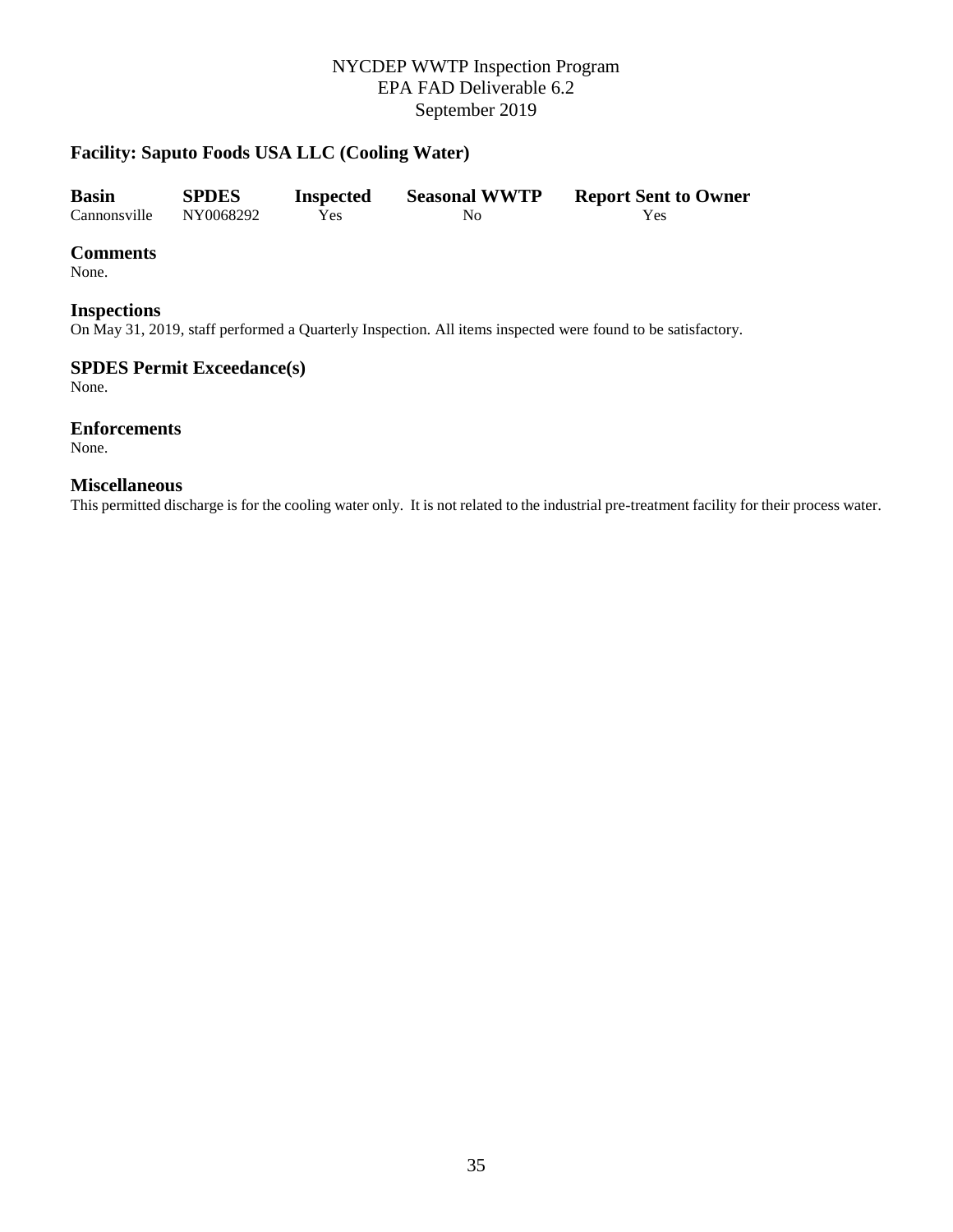## Facility: Saputo Foods USA LLC (Cooling Water)

| Basin | SPDES | Inspected | Seasonal WWTP | Report Sent to Owner |
|---|---|---|---|---|
| Cannonsville | NY0068292 | Yes | No | Yes |

### Comments
None.

### Inspections
On May 31, 2019, staff performed a Quarterly Inspection. All items inspected were found to be satisfactory.

### SPDES Permit Exceedance(s)
None.

### Enforcements
None.

### Miscellaneous
This permitted discharge is for the cooling water only. It is not related to the industrial pre-treatment facility for their process water.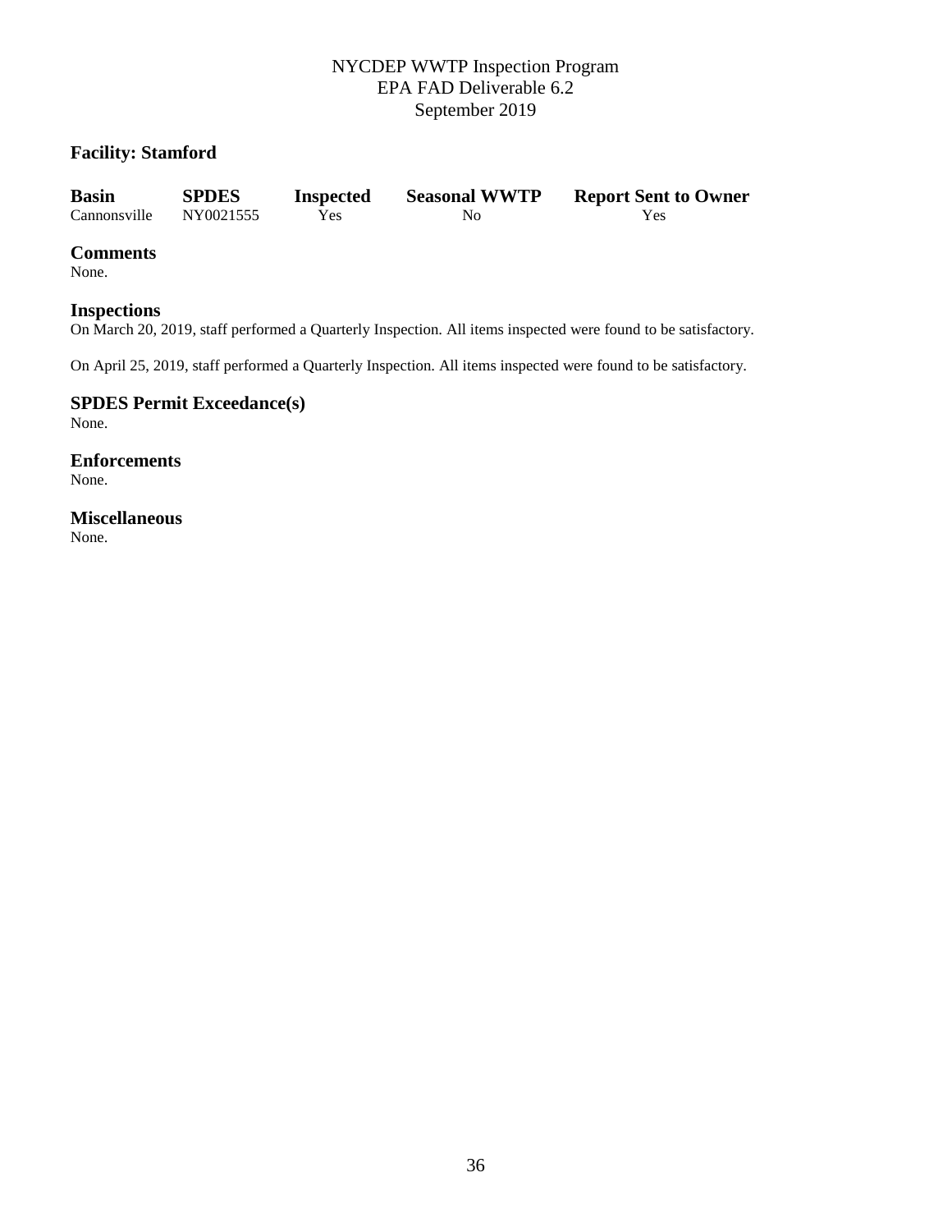## Facility: Stamford

| Basin | SPDES | Inspected | Seasonal WWTP | Report Sent to Owner |
|---|---|---|---|---|
| Cannonsville | NY0021555 | Yes | No | Yes |

### Comments

None.

### Inspections

On March 20, 2019, staff performed a Quarterly Inspection. All items inspected were found to be satisfactory.

On April 25, 2019, staff performed a Quarterly Inspection. All items inspected were found to be satisfactory.

### SPDES Permit Exceedance(s)

None.

### Enforcements

None.

### Miscellaneous

None.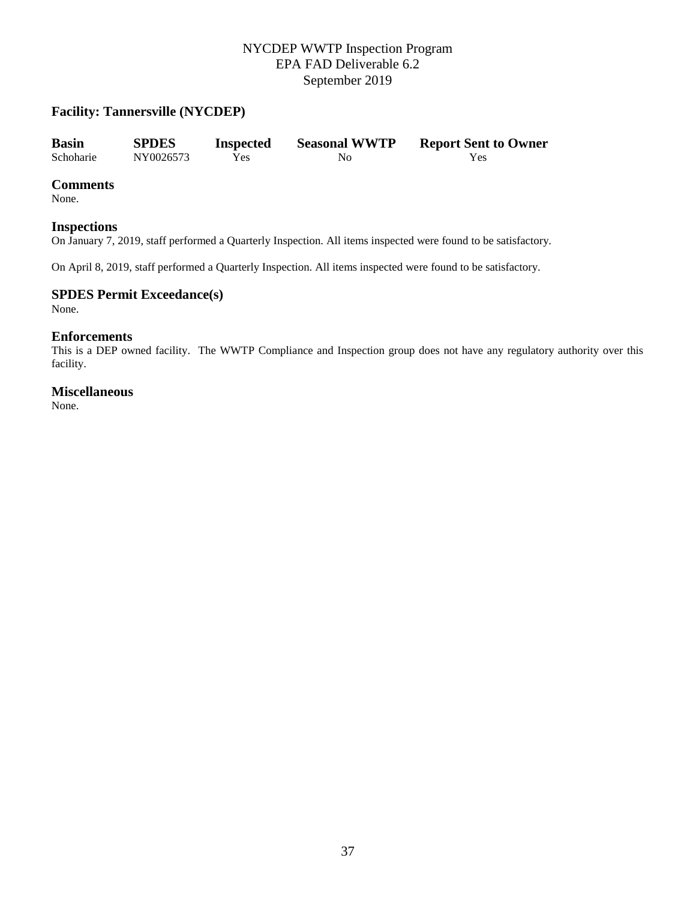## Facility: Tannersville (NYCDEP)

| Basin | SPDES | Inspected | Seasonal WWTP | Report Sent to Owner |
|---|---|---|---|---|
| Schoharie | NY0026573 | Yes | No | Yes |

### Comments

None.

### Inspections

On January 7, 2019, staff performed a Quarterly Inspection. All items inspected were found to be satisfactory.

On April 8, 2019, staff performed a Quarterly Inspection. All items inspected were found to be satisfactory.

### SPDES Permit Exceedance(s)

None.

### Enforcements

This is a DEP owned facility. The WWTP Compliance and Inspection group does not have any regulatory authority over this facility.

### Miscellaneous

None.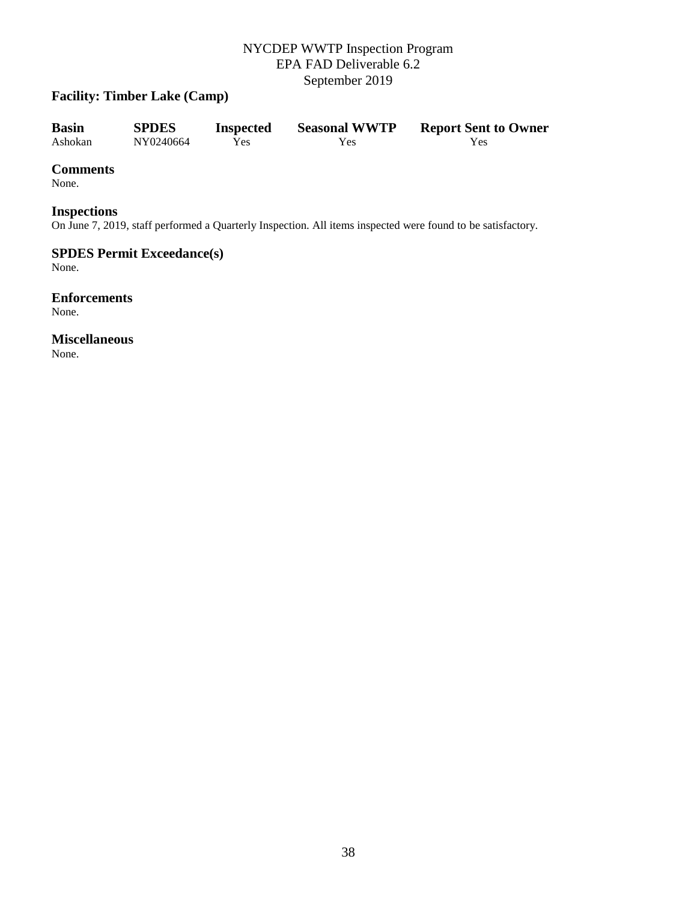## Facility: Timber Lake (Camp)

| Basin | SPDES | Inspected | Seasonal WWTP | Report Sent to Owner |
|---|---|---|---|---|
| Ashokan | NY0240664 | Yes | Yes | Yes |

### Comments
None.

### Inspections
On June 7, 2019, staff performed a Quarterly Inspection. All items inspected were found to be satisfactory.

### SPDES Permit Exceedance(s)
None.

### Enforcements
None.

### Miscellaneous
None.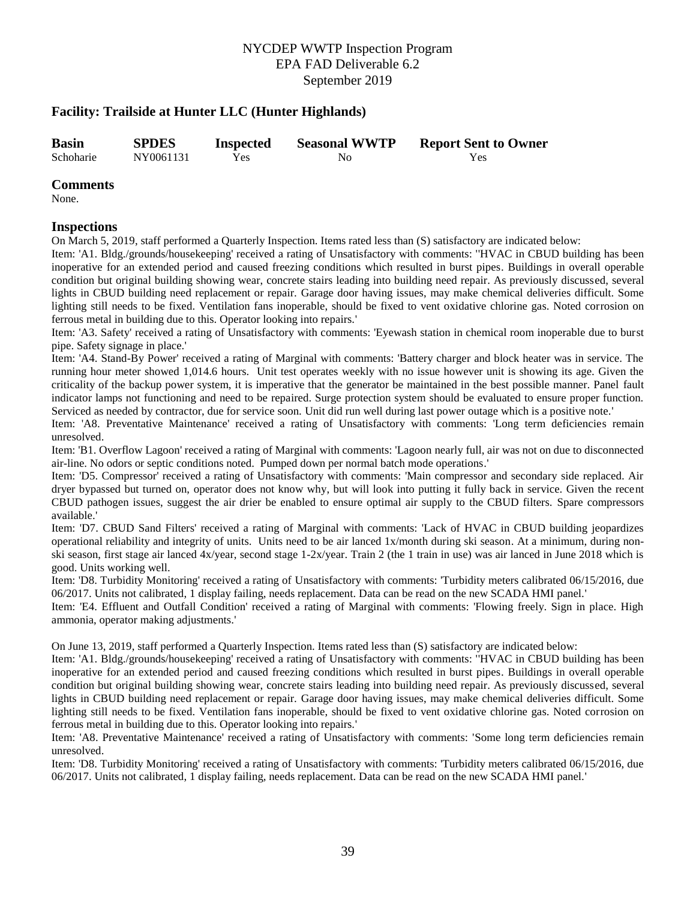## Facility: Trailside at Hunter LLC (Hunter Highlands)

| Basin | SPDES | Inspected | Seasonal WWTP | Report Sent to Owner |
|---|---|---|---|---|
| Schoharie | NY0061131 | Yes | No | Yes |

### Comments

None.

### Inspections

On March 5, 2019, staff performed a Quarterly Inspection. Items rated less than (S) satisfactory are indicated below:

Item: 'A1. Bldg./grounds/housekeeping' received a rating of Unsatisfactory with comments: ''HVAC in CBUD building has been inoperative for an extended period and caused freezing conditions which resulted in burst pipes. Buildings in overall operable condition but original building showing wear, concrete stairs leading into building need repair. As previously discussed, several lights in CBUD building need replacement or repair. Garage door having issues, may make chemical deliveries difficult. Some lighting still needs to be fixed. Ventilation fans inoperable, should be fixed to vent oxidative chlorine gas. Noted corrosion on ferrous metal in building due to this. Operator looking into repairs.'

Item: 'A3. Safety' received a rating of Unsatisfactory with comments: 'Eyewash station in chemical room inoperable due to burst pipe. Safety signage in place.'

Item: 'A4. Stand-By Power' received a rating of Marginal with comments: 'Battery charger and block heater was in service. The running hour meter showed 1,014.6 hours. Unit test operates weekly with no issue however unit is showing its age. Given the criticality of the backup power system, it is imperative that the generator be maintained in the best possible manner. Panel fault indicator lamps not functioning and need to be repaired. Surge protection system should be evaluated to ensure proper function. Serviced as needed by contractor, due for service soon. Unit did run well during last power outage which is a positive note.'

Item: 'A8. Preventative Maintenance' received a rating of Unsatisfactory with comments: 'Long term deficiencies remain unresolved.

Item: 'B1. Overflow Lagoon' received a rating of Marginal with comments: 'Lagoon nearly full, air was not on due to disconnected air-line. No odors or septic conditions noted. Pumped down per normal batch mode operations.'

Item: 'D5. Compressor' received a rating of Unsatisfactory with comments: 'Main compressor and secondary side replaced. Air dryer bypassed but turned on, operator does not know why, but will look into putting it fully back in service. Given the recent CBUD pathogen issues, suggest the air drier be enabled to ensure optimal air supply to the CBUD filters. Spare compressors available.'

Item: 'D7. CBUD Sand Filters' received a rating of Marginal with comments: 'Lack of HVAC in CBUD building jeopardizes operational reliability and integrity of units. Units need to be air lanced 1x/month during ski season. At a minimum, during non-ski season, first stage air lanced 4x/year, second stage 1-2x/year. Train 2 (the 1 train in use) was air lanced in June 2018 which is good. Units working well.

Item: 'D8. Turbidity Monitoring' received a rating of Unsatisfactory with comments: 'Turbidity meters calibrated 06/15/2016, due 06/2017. Units not calibrated, 1 display failing, needs replacement. Data can be read on the new SCADA HMI panel.'

Item: 'E4. Effluent and Outfall Condition' received a rating of Marginal with comments: 'Flowing freely. Sign in place. High ammonia, operator making adjustments.'

On June 13, 2019, staff performed a Quarterly Inspection. Items rated less than (S) satisfactory are indicated below:

Item: 'A1. Bldg./grounds/housekeeping' received a rating of Unsatisfactory with comments: ''HVAC in CBUD building has been inoperative for an extended period and caused freezing conditions which resulted in burst pipes. Buildings in overall operable condition but original building showing wear, concrete stairs leading into building need repair. As previously discussed, several lights in CBUD building need replacement or repair. Garage door having issues, may make chemical deliveries difficult. Some lighting still needs to be fixed. Ventilation fans inoperable, should be fixed to vent oxidative chlorine gas. Noted corrosion on ferrous metal in building due to this. Operator looking into repairs.'

Item: 'A8. Preventative Maintenance' received a rating of Unsatisfactory with comments: 'Some long term deficiencies remain unresolved.

Item: 'D8. Turbidity Monitoring' received a rating of Unsatisfactory with comments: 'Turbidity meters calibrated 06/15/2016, due 06/2017. Units not calibrated, 1 display failing, needs replacement. Data can be read on the new SCADA HMI panel.'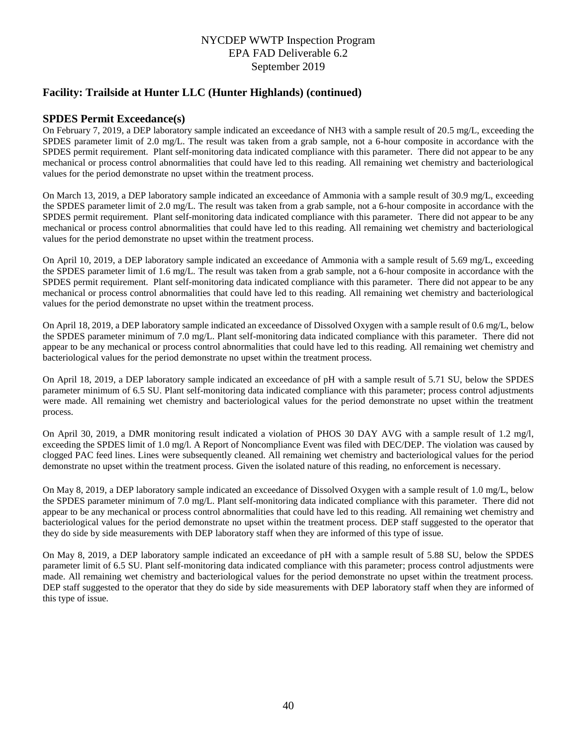## Facility: Trailside at Hunter LLC (Hunter Highlands) (continued)

### SPDES Permit Exceedance(s)

On February 7, 2019, a DEP laboratory sample indicated an exceedance of $NH_3$ with a sample result of 20.5 mg/L, exceeding the SPDES parameter limit of 2.0 mg/L. The result was taken from a grab sample, not a 6-hour composite in accordance with the SPDES permit requirement. Plant self-monitoring data indicated compliance with this parameter. There did not appear to be any mechanical or process control abnormalities that could have led to this reading. All remaining wet chemistry and bacteriological values for the period demonstrate no upset within the treatment process.

On March 13, 2019, a DEP laboratory sample indicated an exceedance of Ammonia with a sample result of 30.9 mg/L, exceeding the SPDES parameter limit of 2.0 mg/L. The result was taken from a grab sample, not a 6-hour composite in accordance with the SPDES permit requirement. Plant self-monitoring data indicated compliance with this parameter. There did not appear to be any mechanical or process control abnormalities that could have led to this reading. All remaining wet chemistry and bacteriological values for the period demonstrate no upset within the treatment process.

On April 10, 2019, a DEP laboratory sample indicated an exceedance of Ammonia with a sample result of 5.69 mg/L, exceeding the SPDES parameter limit of 1.6 mg/L. The result was taken from a grab sample, not a 6-hour composite in accordance with the SPDES permit requirement. Plant self-monitoring data indicated compliance with this parameter. There did not appear to be any mechanical or process control abnormalities that could have led to this reading. All remaining wet chemistry and bacteriological values for the period demonstrate no upset within the treatment process.

On April 18, 2019, a DEP laboratory sample indicated an exceedance of Dissolved Oxygen with a sample result of 0.6 mg/L, below the SPDES parameter minimum of 7.0 mg/L. Plant self-monitoring data indicated compliance with this parameter. There did not appear to be any mechanical or process control abnormalities that could have led to this reading. All remaining wet chemistry and bacteriological values for the period demonstrate no upset within the treatment process.

On April 18, 2019, a DEP laboratory sample indicated an exceedance of pH with a sample result of 5.71 SU, below the SPDES parameter minimum of 6.5 SU. Plant self-monitoring data indicated compliance with this parameter; process control adjustments were made. All remaining wet chemistry and bacteriological values for the period demonstrate no upset within the treatment process.

On April 30, 2019, a DMR monitoring result indicated a violation of PHOS 30 DAY AVG with a sample result of 1.2 mg/l, exceeding the SPDES limit of 1.0 mg/l. A Report of Noncompliance Event was filed with DEC/DEP. The violation was caused by clogged PAC feed lines. Lines were subsequently cleaned. All remaining wet chemistry and bacteriological values for the period demonstrate no upset within the treatment process. Given the isolated nature of this reading, no enforcement is necessary.

On May 8, 2019, a DEP laboratory sample indicated an exceedance of Dissolved Oxygen with a sample result of 1.0 mg/L, below the SPDES parameter minimum of 7.0 mg/L. Plant self-monitoring data indicated compliance with this parameter. There did not appear to be any mechanical or process control abnormalities that could have led to this reading. All remaining wet chemistry and bacteriological values for the period demonstrate no upset within the treatment process. DEP staff suggested to the operator that they do side by side measurements with DEP laboratory staff when they are informed of this type of issue.

On May 8, 2019, a DEP laboratory sample indicated an exceedance of pH with a sample result of 5.88 SU, below the SPDES parameter limit of 6.5 SU. Plant self-monitoring data indicated compliance with this parameter; process control adjustments were made. All remaining wet chemistry and bacteriological values for the period demonstrate no upset within the treatment process. DEP staff suggested to the operator that they do side by side measurements with DEP laboratory staff when they are informed of this type of issue.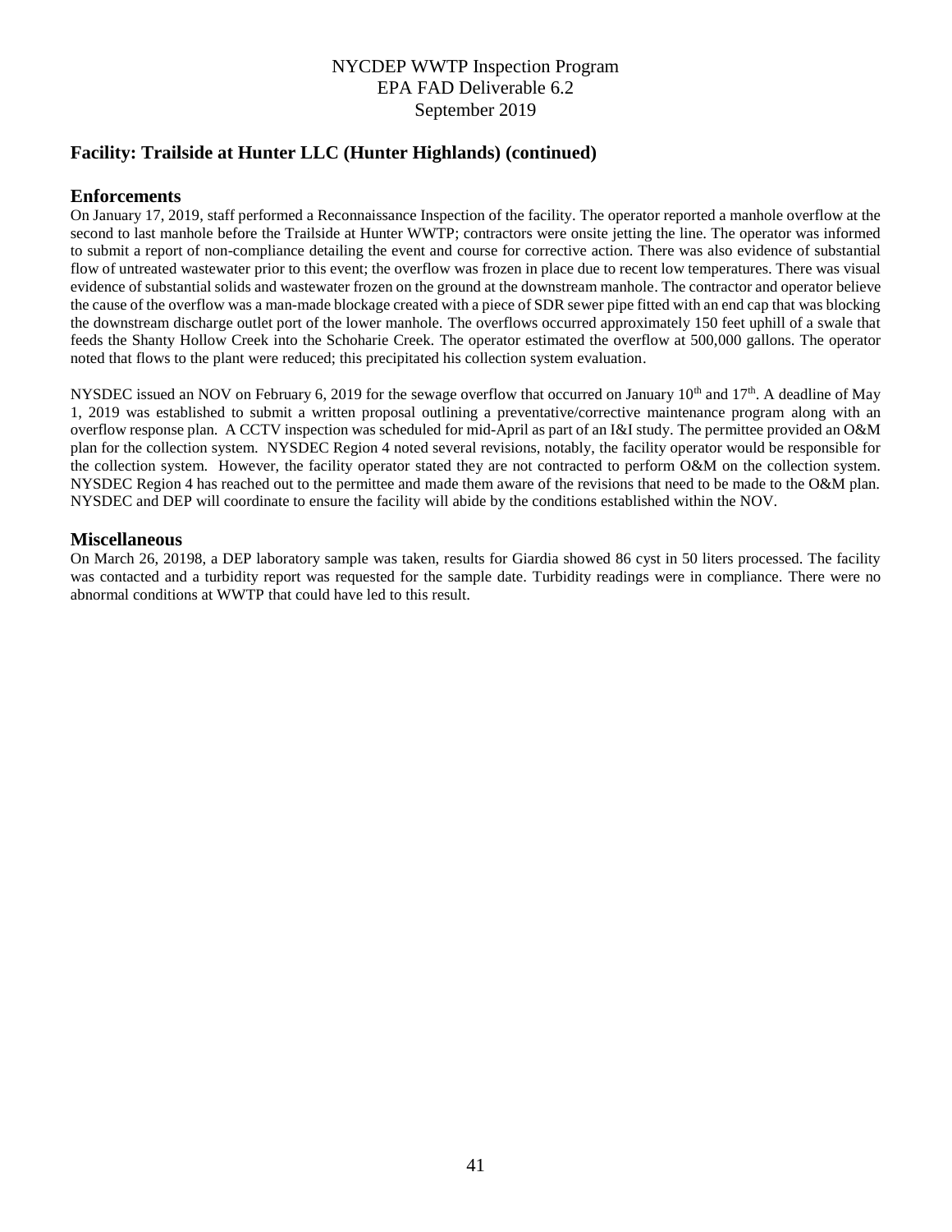## Facility: Trailside at Hunter LLC (Hunter Highlands) (continued)

### Enforcements

On January 17, 2019, staff performed a Reconnaissance Inspection of the facility. The operator reported a manhole overflow at the second to last manhole before the Trailside at Hunter WWTP; contractors were onsite jetting the line. The operator was informed to submit a report of non-compliance detailing the event and course for corrective action. There was also evidence of substantial flow of untreated wastewater prior to this event; the overflow was frozen in place due to recent low temperatures. There was visual evidence of substantial solids and wastewater frozen on the ground at the downstream manhole. The contractor and operator believe the cause of the overflow was a man-made blockage created with a piece of SDR sewer pipe fitted with an end cap that was blocking the downstream discharge outlet port of the lower manhole. The overflows occurred approximately 150 feet uphill of a swale that feeds the Shanty Hollow Creek into the Schoharie Creek. The operator estimated the overflow at 500,000 gallons. The operator noted that flows to the plant were reduced; this precipitated his collection system evaluation.

NYSDEC issued an NOV on February 6, 2019 for the sewage overflow that occurred on January 10th and 17th. A deadline of May 1, 2019 was established to submit a written proposal outlining a preventative/corrective maintenance program along with an overflow response plan. A CCTV inspection was scheduled for mid-April as part of an I&I study. The permittee provided an O&M plan for the collection system. NYSDEC Region 4 noted several revisions, notably, the facility operator would be responsible for the collection system. However, the facility operator stated they are not contracted to perform O&M on the collection system. NYSDEC Region 4 has reached out to the permittee and made them aware of the revisions that need to be made to the O&M plan. NYSDEC and DEP will coordinate to ensure the facility will abide by the conditions established within the NOV.

### Miscellaneous

On March 26, 20198, a DEP laboratory sample was taken, results for Giardia showed 86 cyst in 50 liters processed. The facility was contacted and a turbidity report was requested for the sample date. Turbidity readings were in compliance. There were no abnormal conditions at WWTP that could have led to this result.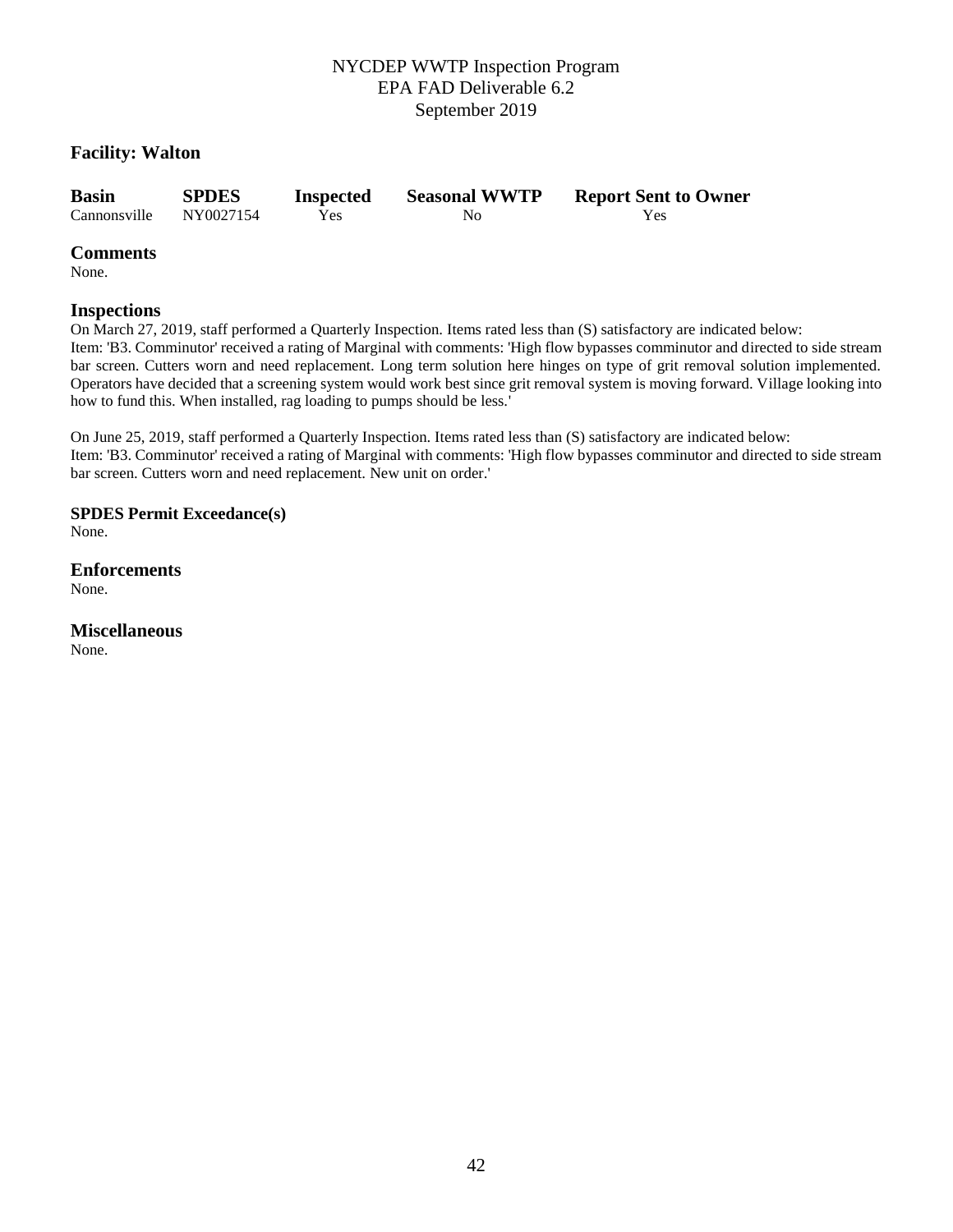NYCDEP WWTP Inspection Program
EPA FAD Deliverable 6.2
September 2019

### Facility: Walton

| Basin | SPDES | Inspected | Seasonal WWTP | Report Sent to Owner |
|---|---|---|---|---|
| Cannonsville | NY0027154 | Yes | No | Yes |

### Comments

None.

### Inspections

On March 27, 2019, staff performed a Quarterly Inspection. Items rated less than (S) satisfactory are indicated below:
Item: 'B3. Comminutor' received a rating of Marginal with comments: 'High flow bypasses comminutor and directed to side stream bar screen. Cutters worn and need replacement. Long term solution here hinges on type of grit removal solution implemented. Operators have decided that a screening system would work best since grit removal system is moving forward. Village looking into how to fund this. When installed, rag loading to pumps should be less.'

On June 25, 2019, staff performed a Quarterly Inspection. Items rated less than (S) satisfactory are indicated below:
Item: 'B3. Comminutor' received a rating of Marginal with comments: 'High flow bypasses comminutor and directed to side stream bar screen. Cutters worn and need replacement. New unit on order.'

**SPDES Permit Exceedance(s)**

None.

### Enforcements

None.

### Miscellaneous

None.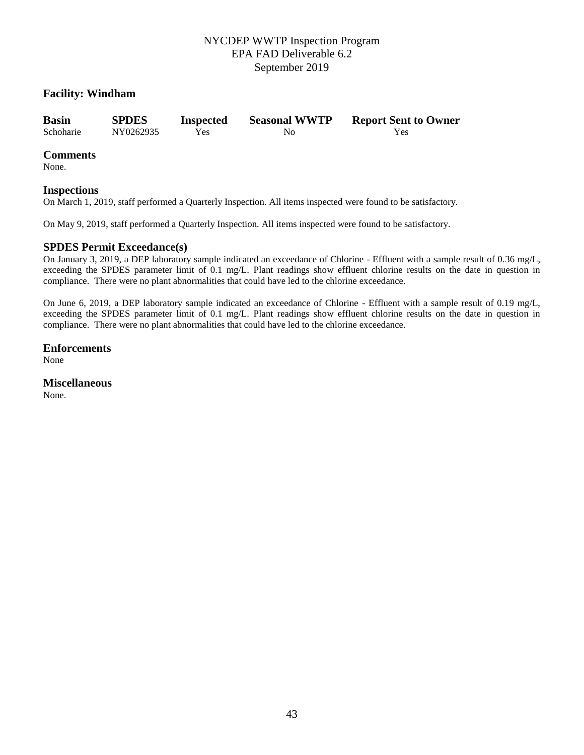## Facility: Windham

| Basin | SPDES | Inspected | Seasonal WWTP | Report Sent to Owner |
|---|---|---|---|---|
| Schoharie | NY0262935 | Yes | No | Yes |

### Comments

None.

### Inspections

On March 1, 2019, staff performed a Quarterly Inspection. All items inspected were found to be satisfactory.

On May 9, 2019, staff performed a Quarterly Inspection. All items inspected were found to be satisfactory.

### SPDES Permit Exceedance(s)

On January 3, 2019, a DEP laboratory sample indicated an exceedance of Chlorine - Effluent with a sample result of 0.36 mg/L, exceeding the SPDES parameter limit of 0.1 mg/L. Plant readings show effluent chlorine results on the date in question in compliance. There were no plant abnormalities that could have led to the chlorine exceedance.

On June 6, 2019, a DEP laboratory sample indicated an exceedance of Chlorine - Effluent with a sample result of 0.19 mg/L, exceeding the SPDES parameter limit of 0.1 mg/L. Plant readings show effluent chlorine results on the date in question in compliance. There were no plant abnormalities that could have led to the chlorine exceedance.

### Enforcements

None

### Miscellaneous

None.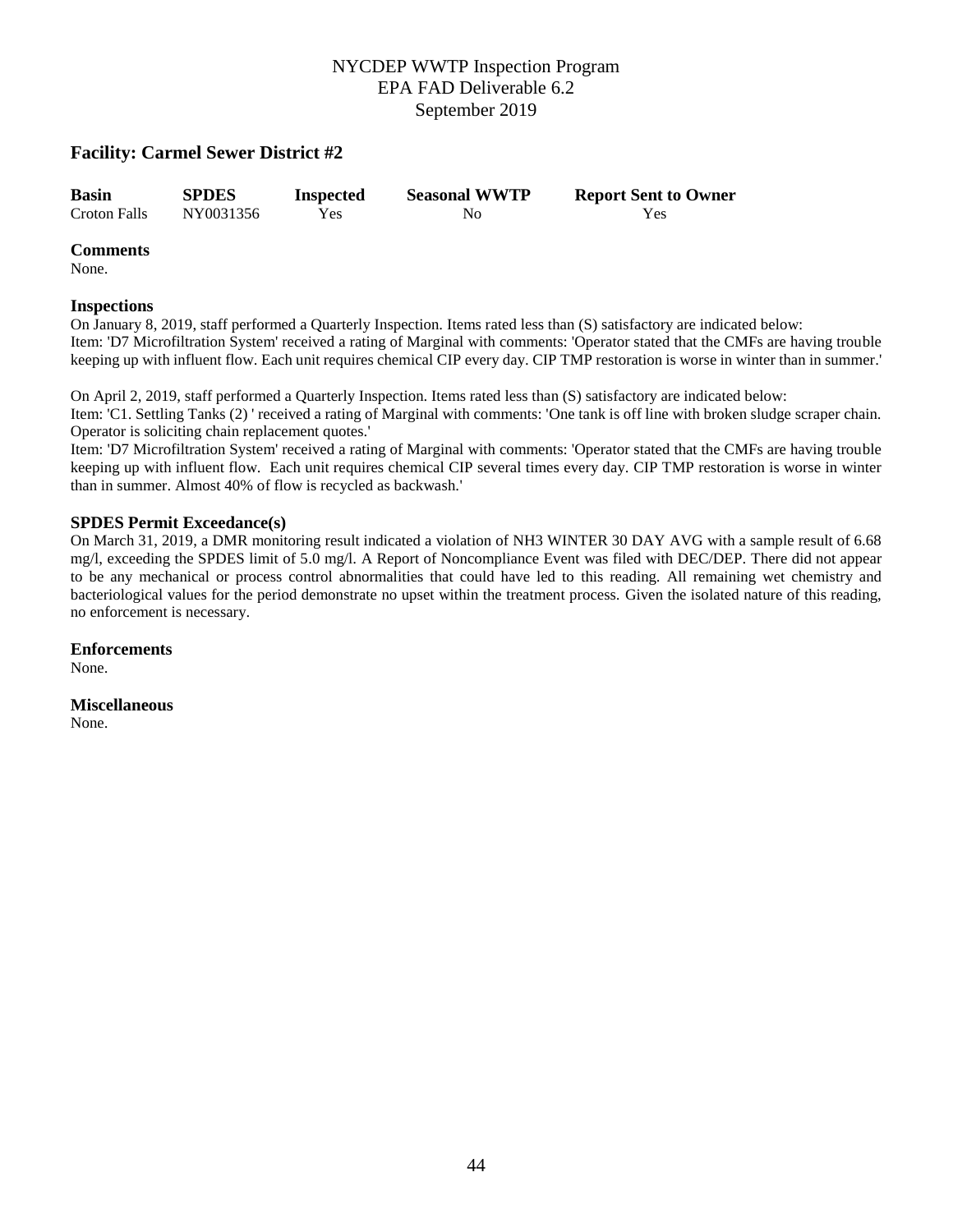## Facility: Carmel Sewer District #2

| Basin | SPDES | Inspected | Seasonal WWTP | Report Sent to Owner |
|---|---|---|---|---|
| Croton Falls | NY0031356 | Yes | No | Yes |

### Comments

None.

### Inspections

On January 8, 2019, staff performed a Quarterly Inspection. Items rated less than (S) satisfactory are indicated below:
Item: 'D7 Microfiltration System' received a rating of Marginal with comments: 'Operator stated that the CMFs are having trouble keeping up with influent flow. Each unit requires chemical CIP every day. CIP TMP restoration is worse in winter than in summer.'

On April 2, 2019, staff performed a Quarterly Inspection. Items rated less than (S) satisfactory are indicated below:
Item: 'C1. Settling Tanks (2) ' received a rating of Marginal with comments: 'One tank is off line with broken sludge scraper chain. Operator is soliciting chain replacement quotes.'
Item: 'D7 Microfiltration System' received a rating of Marginal with comments: 'Operator stated that the CMFs are having trouble keeping up with influent flow. Each unit requires chemical CIP several times every day. CIP TMP restoration is worse in winter than in summer. Almost 40% of flow is recycled as backwash.'

### SPDES Permit Exceedance(s)

On March 31, 2019, a DMR monitoring result indicated a violation of NH3 WINTER 30 DAY AVG with a sample result of 6.68 mg/l, exceeding the SPDES limit of 5.0 mg/l. A Report of Noncompliance Event was filed with DEC/DEP. There did not appear to be any mechanical or process control abnormalities that could have led to this reading. All remaining wet chemistry and bacteriological values for the period demonstrate no upset within the treatment process. Given the isolated nature of this reading, no enforcement is necessary.

### Enforcements

None.

### Miscellaneous

None.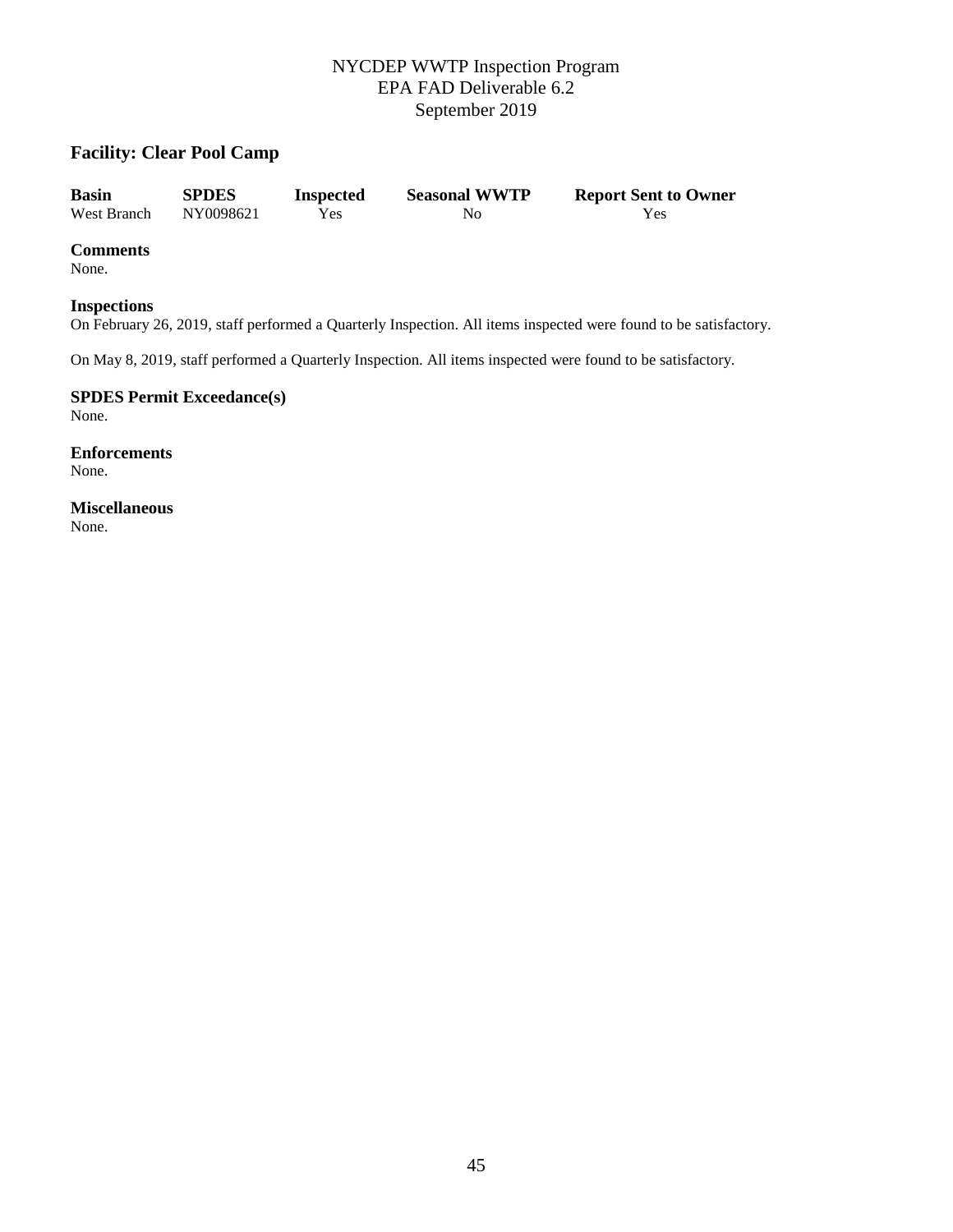## Facility: Clear Pool Camp

| Basin | SPDES | Inspected | Seasonal WWTP | Report Sent to Owner |
|---|---|---|---|---|
| West Branch | NY0098621 | Yes | No | Yes |

**Comments**
None.

**Inspections**
On February 26, 2019, staff performed a Quarterly Inspection. All items inspected were found to be satisfactory.

On May 8, 2019, staff performed a Quarterly Inspection. All items inspected were found to be satisfactory.

**SPDES Permit Exceedance(s)**
None.

**Enforcements**
None.

**Miscellaneous**
None.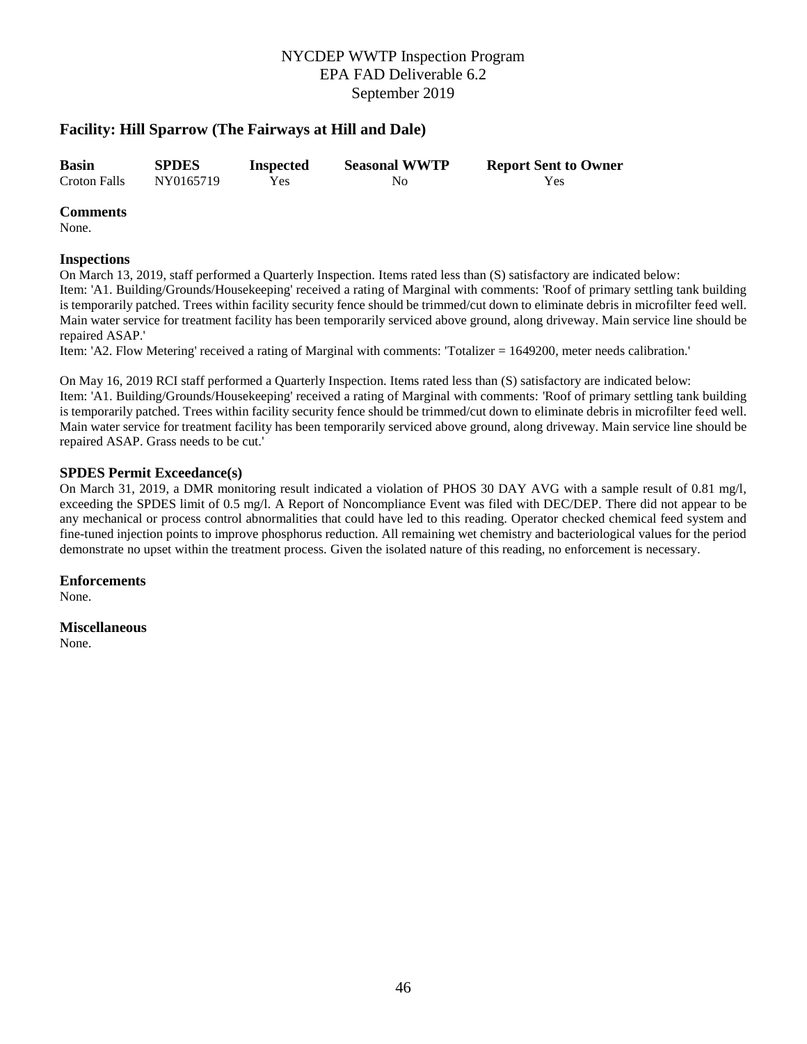## Facility: Hill Sparrow (The Fairways at Hill and Dale)

| Basin | SPDES | Inspected | Seasonal WWTP | Report Sent to Owner |
| --- | --- | --- | --- | --- |
| Croton Falls | NY0165719 | Yes | No | Yes |

### Comments

None.

### Inspections

On March 13, 2019, staff performed a Quarterly Inspection. Items rated less than (S) satisfactory are indicated below:
Item: 'A1. Building/Grounds/Housekeeping' received a rating of Marginal with comments: 'Roof of primary settling tank building is temporarily patched. Trees within facility security fence should be trimmed/cut down to eliminate debris in microfilter feed well. Main water service for treatment facility has been temporarily serviced above ground, along driveway. Main service line should be repaired ASAP.'
Item: 'A2. Flow Metering' received a rating of Marginal with comments: 'Totalizer = 1649200, meter needs calibration.'

On May 16, 2019 RCI staff performed a Quarterly Inspection. Items rated less than (S) satisfactory are indicated below:
Item: 'A1. Building/Grounds/Housekeeping' received a rating of Marginal with comments: 'Roof of primary settling tank building is temporarily patched. Trees within facility security fence should be trimmed/cut down to eliminate debris in microfilter feed well. Main water service for treatment facility has been temporarily serviced above ground, along driveway. Main service line should be repaired ASAP. Grass needs to be cut.'

### SPDES Permit Exceedance(s)

On March 31, 2019, a DMR monitoring result indicated a violation of PHOS 30 DAY AVG with a sample result of 0.81 mg/l, exceeding the SPDES limit of 0.5 mg/l. A Report of Noncompliance Event was filed with DEC/DEP. There did not appear to be any mechanical or process control abnormalities that could have led to this reading. Operator checked chemical feed system and fine-tuned injection points to improve phosphorus reduction. All remaining wet chemistry and bacteriological values for the period demonstrate no upset within the treatment process. Given the isolated nature of this reading, no enforcement is necessary.

### Enforcements

None.

### Miscellaneous

None.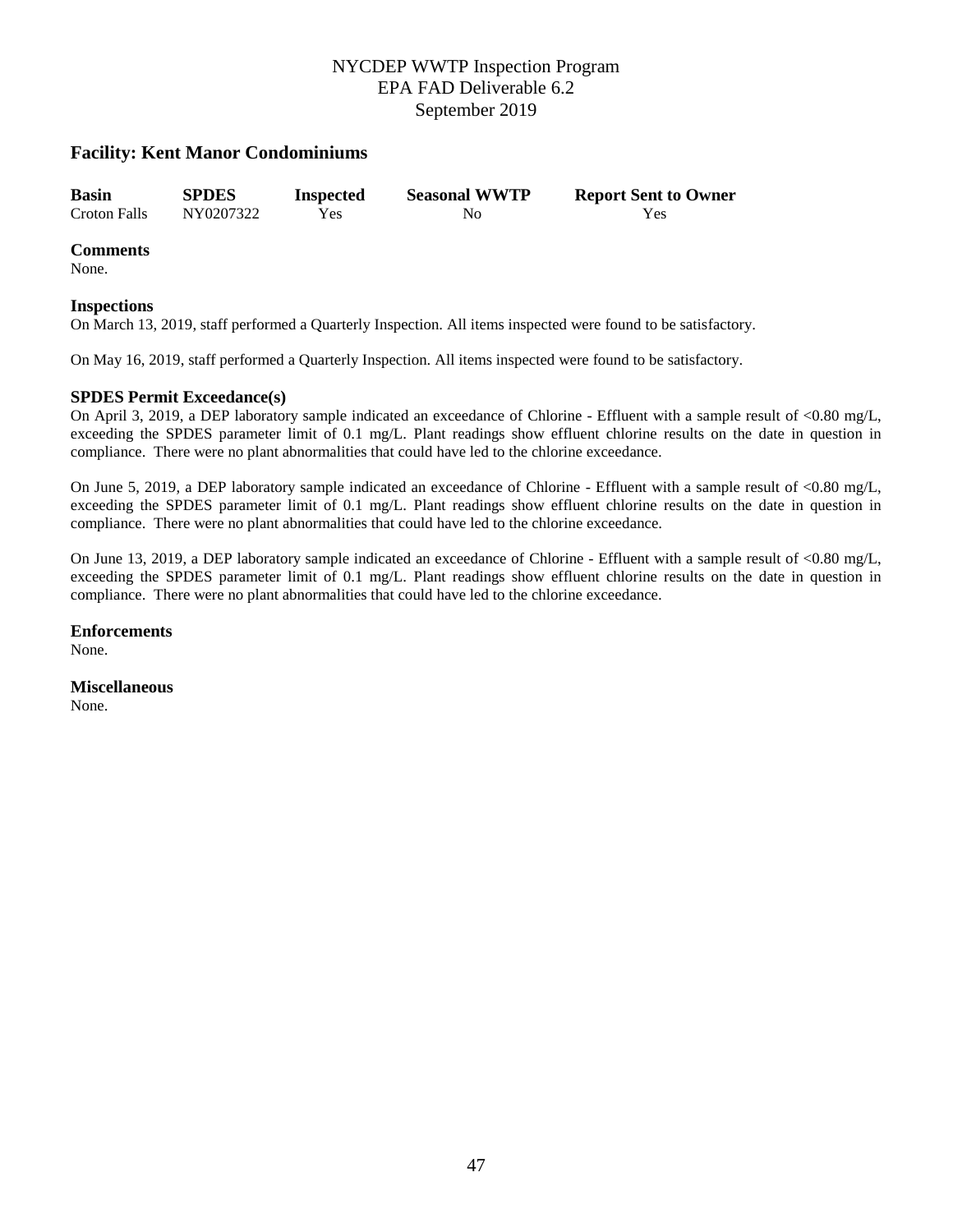## Facility: Kent Manor Condominiums

| Basin | SPDES | Inspected | Seasonal WWTP | Report Sent to Owner |
|---|---|---|---|---|
| Croton Falls | NY0207322 | Yes | No | Yes |

### Comments

None.

### Inspections

On March 13, 2019, staff performed a Quarterly Inspection. All items inspected were found to be satisfactory.

On May 16, 2019, staff performed a Quarterly Inspection. All items inspected were found to be satisfactory.

### SPDES Permit Exceedance(s)

On April 3, 2019, a DEP laboratory sample indicated an exceedance of Chlorine - Effluent with a sample result of <0.80 mg/L, exceeding the SPDES parameter limit of 0.1 mg/L. Plant readings show effluent chlorine results on the date in question in compliance. There were no plant abnormalities that could have led to the chlorine exceedance.

On June 5, 2019, a DEP laboratory sample indicated an exceedance of Chlorine - Effluent with a sample result of <0.80 mg/L, exceeding the SPDES parameter limit of 0.1 mg/L. Plant readings show effluent chlorine results on the date in question in compliance. There were no plant abnormalities that could have led to the chlorine exceedance.

On June 13, 2019, a DEP laboratory sample indicated an exceedance of Chlorine - Effluent with a sample result of <0.80 mg/L, exceeding the SPDES parameter limit of 0.1 mg/L. Plant readings show effluent chlorine results on the date in question in compliance. There were no plant abnormalities that could have led to the chlorine exceedance.

### Enforcements

None.

### Miscellaneous

None.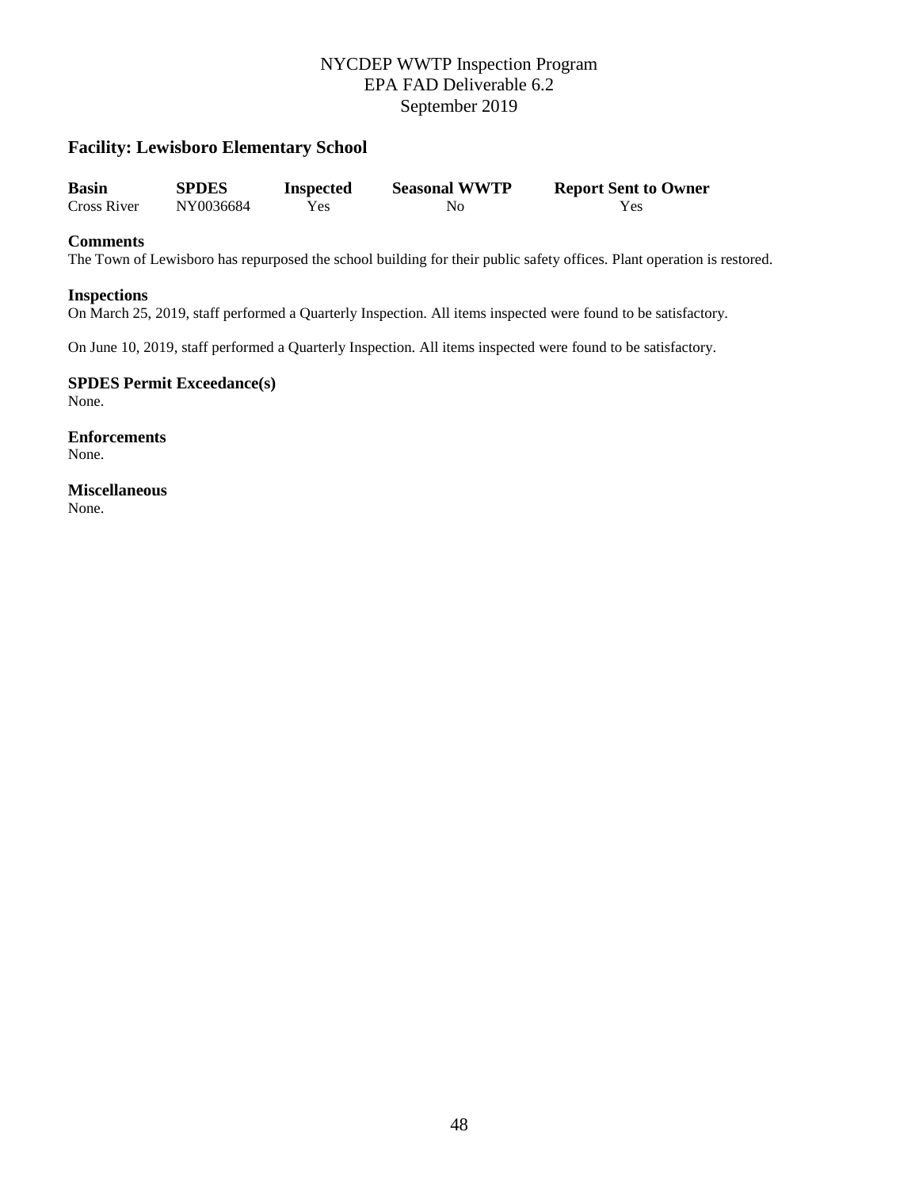## Facility: Lewisboro Elementary School

| Basin | SPDES | Inspected | Seasonal WWTP | Report Sent to Owner |
|---|---|---|---|---|
| Cross River | NY0036684 | Yes | No | Yes |

**Comments**
The Town of Lewisboro has repurposed the school building for their public safety offices. Plant operation is restored.

**Inspections**
On March 25, 2019, staff performed a Quarterly Inspection. All items inspected were found to be satisfactory.

On June 10, 2019, staff performed a Quarterly Inspection. All items inspected were found to be satisfactory.

**SPDES Permit Exceedance(s)**
None.

**Enforcements**
None.

**Miscellaneous**
None.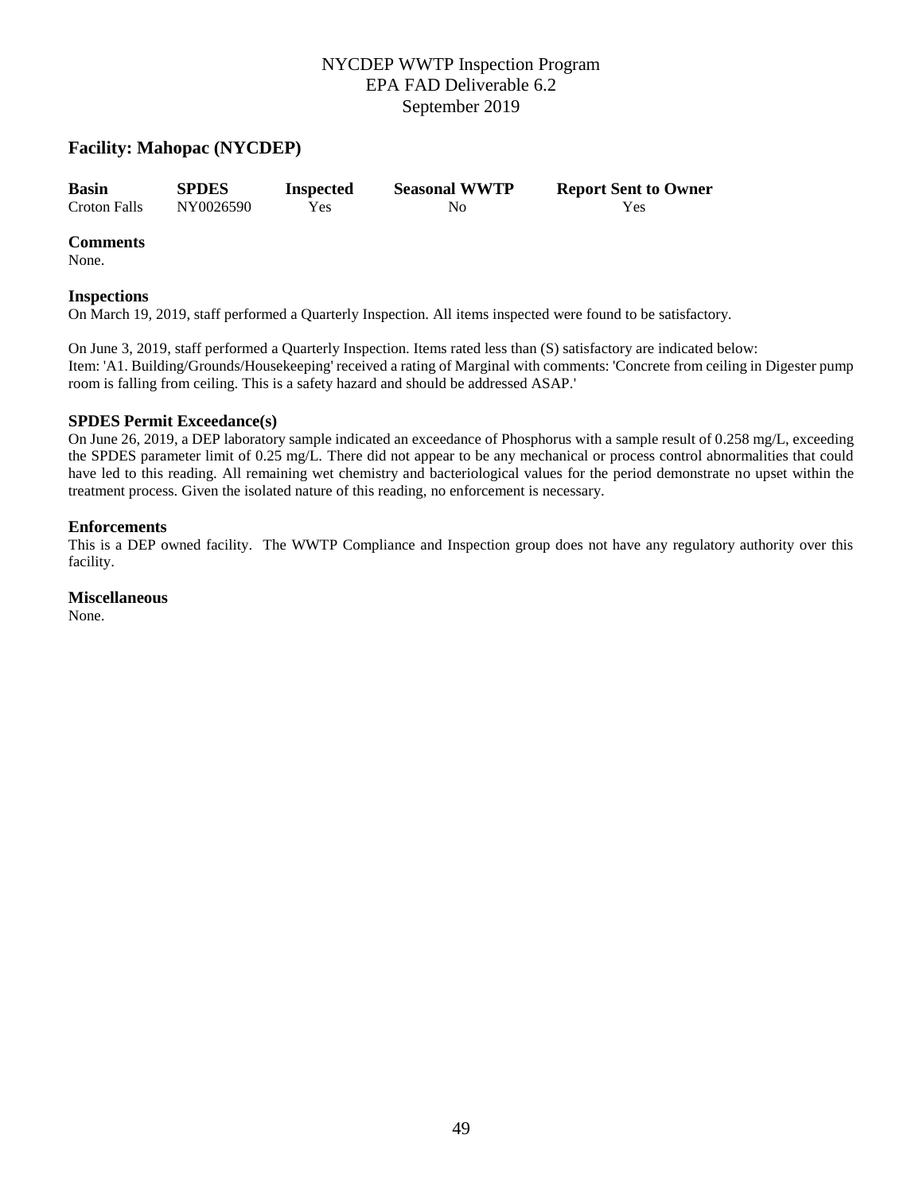NYCDEP WWTP Inspection Program
EPA FAD Deliverable 6.2
September 2019

## Facility: Mahopac (NYCDEP)

| Basin | SPDES | Inspected | Seasonal WWTP | Report Sent to Owner |
| --- | --- | --- | --- | --- |
| Croton Falls | NY0026590 | Yes | No | Yes |

### Comments
None.

### Inspections
On March 19, 2019, staff performed a Quarterly Inspection. All items inspected were found to be satisfactory.

On June 3, 2019, staff performed a Quarterly Inspection. Items rated less than (S) satisfactory are indicated below:
Item: 'A1. Building/Grounds/Housekeeping' received a rating of Marginal with comments: 'Concrete from ceiling in Digester pump room is falling from ceiling. This is a safety hazard and should be addressed ASAP.'

### SPDES Permit Exceedance(s)
On June 26, 2019, a DEP laboratory sample indicated an exceedance of Phosphorus with a sample result of 0.258 mg/L, exceeding the SPDES parameter limit of 0.25 mg/L. There did not appear to be any mechanical or process control abnormalities that could have led to this reading. All remaining wet chemistry and bacteriological values for the period demonstrate no upset within the treatment process. Given the isolated nature of this reading, no enforcement is necessary.

### Enforcements
This is a DEP owned facility. The WWTP Compliance and Inspection group does not have any regulatory authority over this facility.

### Miscellaneous
None.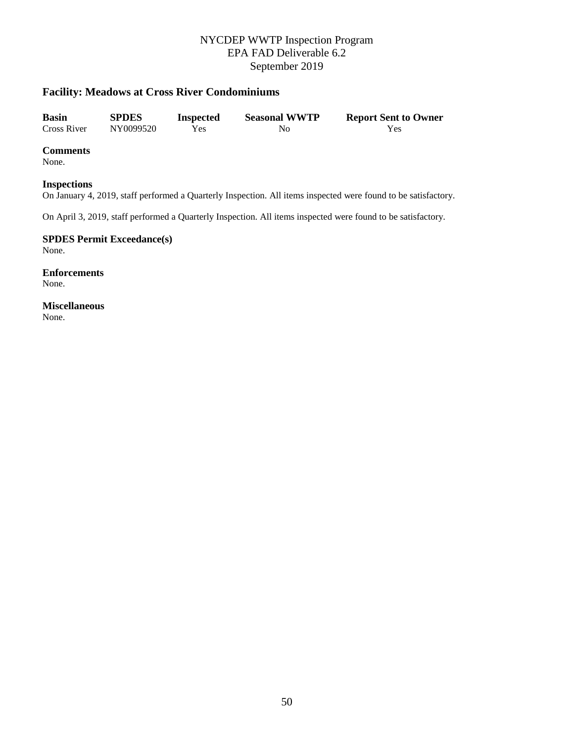## Facility: Meadows at Cross River Condominiums

| Basin | SPDES | Inspected | Seasonal WWTP | Report Sent to Owner |
|---|---|---|---|---|
| Cross River | NY0099520 | Yes | No | Yes |

**Comments**
None.

**Inspections**
On January 4, 2019, staff performed a Quarterly Inspection. All items inspected were found to be satisfactory.

On April 3, 2019, staff performed a Quarterly Inspection. All items inspected were found to be satisfactory.

**SPDES Permit Exceedance(s)**
None.

**Enforcements**
None.

**Miscellaneous**
None.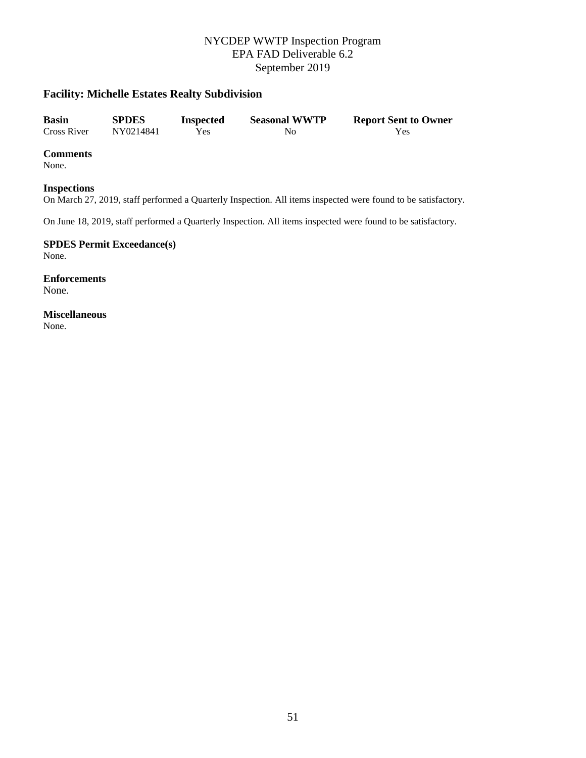## Facility: Michelle Estates Realty Subdivision

| Basin | SPDES | Inspected | Seasonal WWTP | Report Sent to Owner |
|---|---|---|---|---|
| Cross River | NY0214841 | Yes | No | Yes |

**Comments**
None.

**Inspections**
On March 27, 2019, staff performed a Quarterly Inspection. All items inspected were found to be satisfactory.

On June 18, 2019, staff performed a Quarterly Inspection. All items inspected were found to be satisfactory.

**SPDES Permit Exceedance(s)**
None.

**Enforcements**
None.

**Miscellaneous**
None.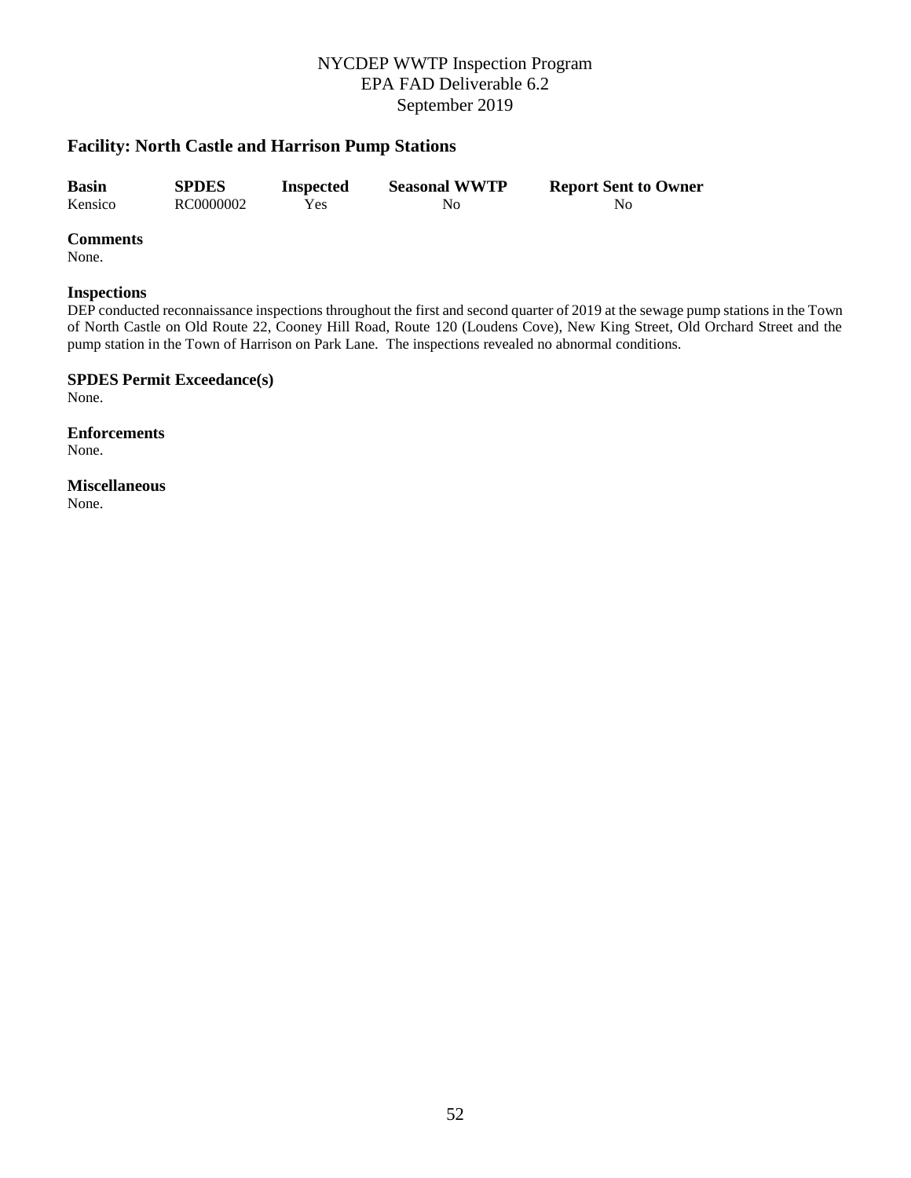## Facility: North Castle and Harrison Pump Stations

| Basin | SPDES | Inspected | Seasonal WWTP | Report Sent to Owner |
|---|---|---|---|---|
| Kensico | RC0000002 | Yes | No | No |

### Comments

None.

### Inspections

DEP conducted reconnaissance inspections throughout the first and second quarter of 2019 at the sewage pump stations in the Town of North Castle on Old Route 22, Cooney Hill Road, Route 120 (Loudens Cove), New King Street, Old Orchard Street and the pump station in the Town of Harrison on Park Lane. The inspections revealed no abnormal conditions.

### SPDES Permit Exceedance(s)

None.

### Enforcements

None.

### Miscellaneous

None.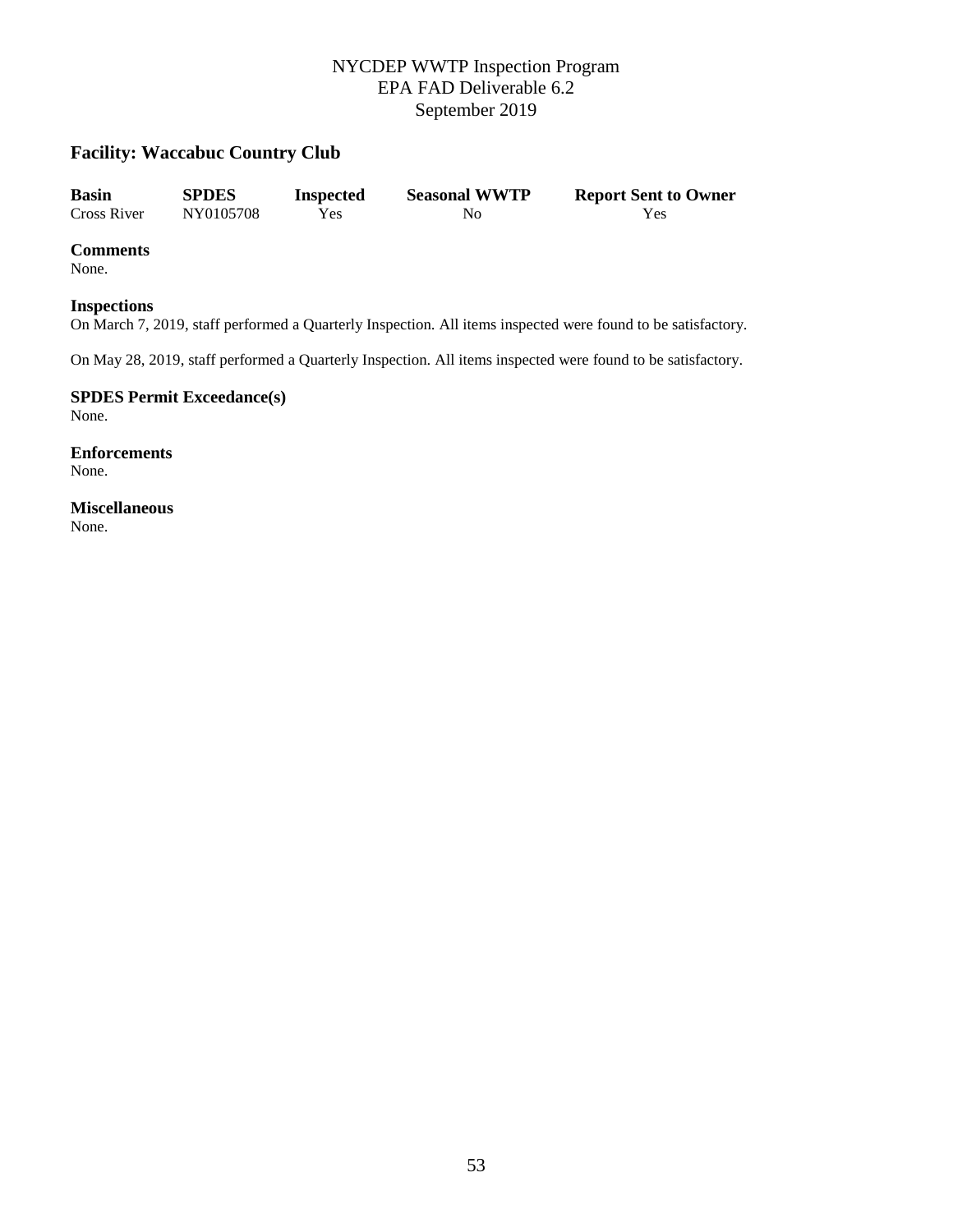NYCDEP WWTP Inspection Program
EPA FAD Deliverable 6.2
September 2019

## Facility: Waccabuc Country Club

| Basin | SPDES | Inspected | Seasonal WWTP | Report Sent to Owner |
|---|---|---|---|---|
| Cross River | NY0105708 | Yes | No | Yes |

### Comments
None.

### Inspections
On March 7, 2019, staff performed a Quarterly Inspection. All items inspected were found to be satisfactory.

On May 28, 2019, staff performed a Quarterly Inspection. All items inspected were found to be satisfactory.

### SPDES Permit Exceedance(s)
None.

### Enforcements
None.

### Miscellaneous
None.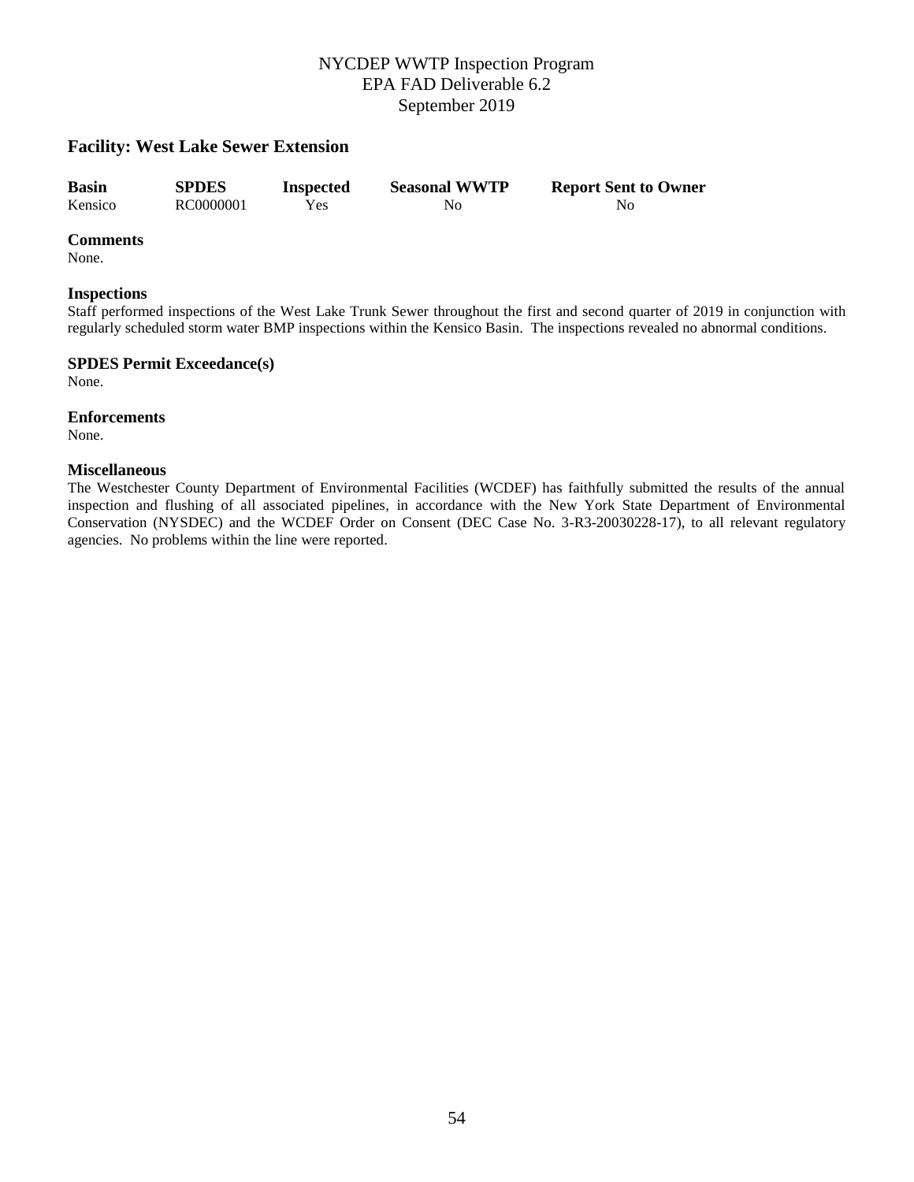## Facility: West Lake Sewer Extension

| Basin | SPDES | Inspected | Seasonal WWTP | Report Sent to Owner |
|---|---|---|---|---|
| Kensico | RC0000001 | Yes | No | No |

**Comments**

None.

**Inspections**

Staff performed inspections of the West Lake Trunk Sewer throughout the first and second quarter of 2019 in conjunction with regularly scheduled storm water BMP inspections within the Kensico Basin. The inspections revealed no abnormal conditions.

**SPDES Permit Exceedance(s)**

None.

**Enforcements**

None.

**Miscellaneous**

The Westchester County Department of Environmental Facilities (WCDEF) has faithfully submitted the results of the annual inspection and flushing of all associated pipelines, in accordance with the New York State Department of Environmental Conservation (NYSDEC) and the WCDEF Order on Consent (DEC Case No. 3-R3-20030228-17), to all relevant regulatory agencies. No problems within the line were reported.